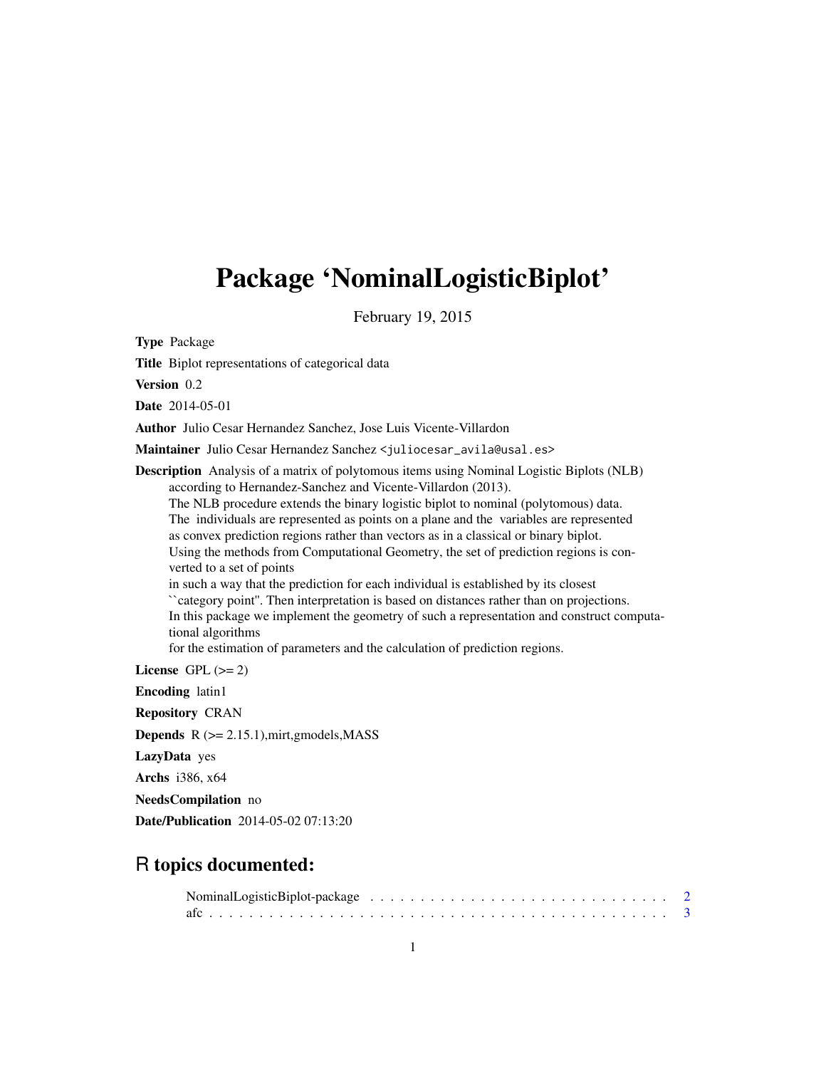# Package 'NominalLogisticBiplot'

February 19, 2015

**Type** Package

**Title** Biplot representations of categorical data

**Version** 0.2

**Date** 2014-05-01

**Author** Julio Cesar Hernandez Sanchez, Jose Luis Vicente-Villardon

**Maintainer** Julio Cesar Hernandez Sanchez <juliocesar_avila@usal.es>

**Description** Analysis of a matrix of polytomous items using Nominal Logistic Biplots (NLB) according to Hernandez-Sanchez and Vicente-Villardon (2013).
The NLB procedure extends the binary logistic biplot to nominal (polytomous) data.
The individuals are represented as points on a plane and the variables are represented as convex prediction regions rather than vectors as in a classical or binary biplot.
Using the methods from Computational Geometry, the set of prediction regions is converted to a set of points
in such a way that the prediction for each individual is established by its closest ``category point''. Then interpretation is based on distances rather than on projections.
In this package we implement the geometry of such a representation and construct computational algorithms
for the estimation of parameters and the calculation of prediction regions.

**License** GPL (>= 2)

**Encoding** latin1

**Repository** CRAN

**Depends** R (>= 2.15.1),mirt,gmodels,MASS

**LazyData** yes

**Archs** i386, x64

**NeedsCompilation** no

**Date/Publication** 2014-05-02 07:13:20

## R topics documented:

- NominalLogisticBiplot-package . . . . . . . . . . . . . . . . . . . . . . . . . . . . . 2
- afc . . . . . . . . . . . . . . . . . . . . . . . . . . . . . . . . . . . . . . . . . . . 3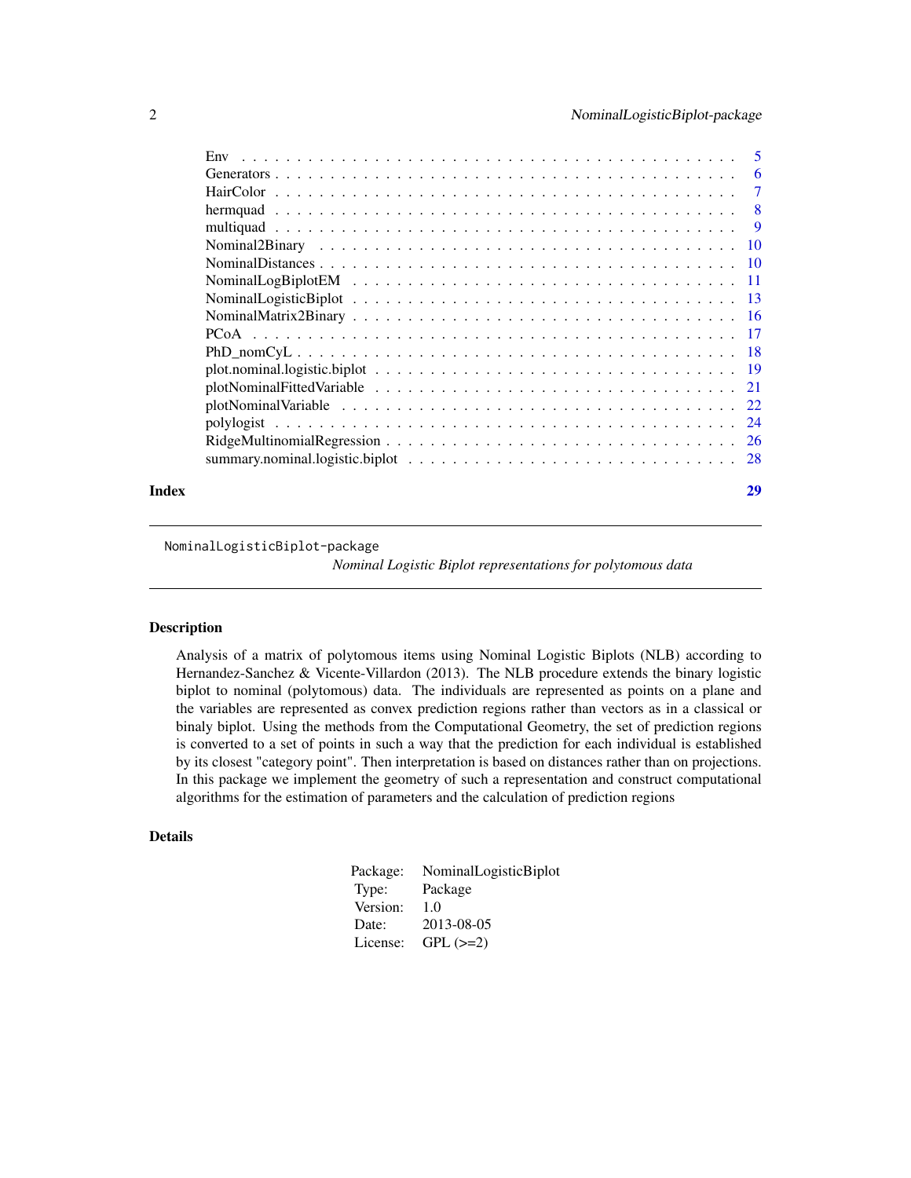Env . . . . . . . . . . . . . . . . . . . . . . . . . . . . . . . . . . . . . . . . 5
Generators . . . . . . . . . . . . . . . . . . . . . . . . . . . . . . . . . . . . . 6
HairColor . . . . . . . . . . . . . . . . . . . . . . . . . . . . . . . . . . . . . 7
hermquad . . . . . . . . . . . . . . . . . . . . . . . . . . . . . . . . . . . . . 8
multiquad . . . . . . . . . . . . . . . . . . . . . . . . . . . . . . . . . . . . . 9
Nominal2Binary . . . . . . . . . . . . . . . . . . . . . . . . . . . . . . . . . . 10
NominalDistances . . . . . . . . . . . . . . . . . . . . . . . . . . . . . . . . . 10
NominalLogBiplotEM . . . . . . . . . . . . . . . . . . . . . . . . . . . . . . . 11
NominalLogisticBiplot . . . . . . . . . . . . . . . . . . . . . . . . . . . . . . . 13
NominalMatrix2Binary . . . . . . . . . . . . . . . . . . . . . . . . . . . . . . . 16
PCoA . . . . . . . . . . . . . . . . . . . . . . . . . . . . . . . . . . . . . . . 17
PhD_nomCyL . . . . . . . . . . . . . . . . . . . . . . . . . . . . . . . . . . . 18
plot.nominal.logistic.biplot . . . . . . . . . . . . . . . . . . . . . . . . . . . . 19
plotNominalFittedVariable . . . . . . . . . . . . . . . . . . . . . . . . . . . . 21
plotNominalVariable . . . . . . . . . . . . . . . . . . . . . . . . . . . . . . . 22
polylogist . . . . . . . . . . . . . . . . . . . . . . . . . . . . . . . . . . . . . 24
RidgeMultinomialRegression . . . . . . . . . . . . . . . . . . . . . . . . . . . . 26
summary.nominal.logistic.biplot . . . . . . . . . . . . . . . . . . . . . . . . . . 28

**Index** **29**

---

`NominalLogisticBiplot-package`
*Nominal Logistic Biplot representations for polytomous data*

---

## Description

Analysis of a matrix of polytomous items using Nominal Logistic Biplots (NLB) according to Hernandez-Sanchez & Vicente-Villardon (2013). The NLB procedure extends the binary logistic biplot to nominal (polytomous) data. The individuals are represented as points on a plane and the variables are represented as convex prediction regions rather than vectors as in a classical or binaly biplot. Using the methods from the Computational Geometry, the set of prediction regions is converted to a set of points in such a way that the prediction for each individual is established by its closest "category point". Then interpretation is based on distances rather than on projections. In this package we implement the geometry of such a representation and construct computational algorithms for the estimation of parameters and the calculation of prediction regions

## Details

| | |
|---|---|
| Package: | NominalLogisticBiplot |
| Type: | Package |
| Version: | 1.0 |
| Date: | 2013-08-05 |
| License: | GPL (>=2) |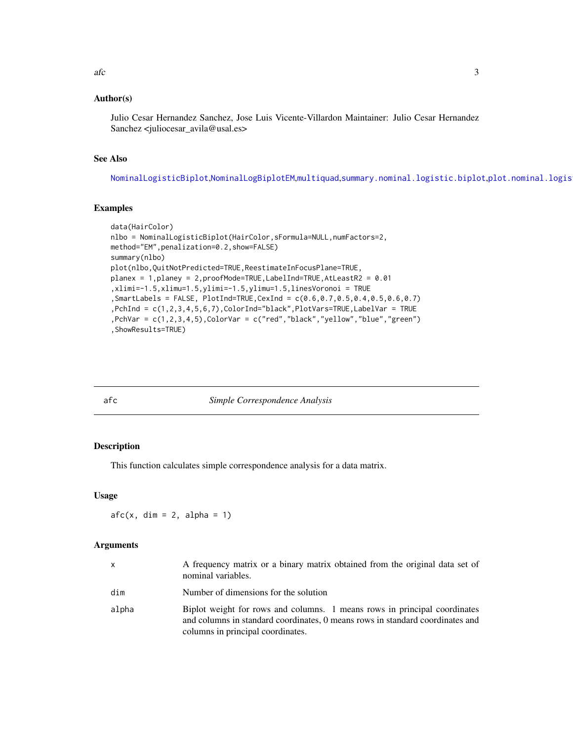## Author(s)

Julio Cesar Hernandez Sanchez, Jose Luis Vicente-Villardon Maintainer: Julio Cesar Hernandez Sanchez <juliocesar_avila@usal.es>

## See Also

NominalLogisticBiplot,NominalLogBiplotEM,multiquad,summary.nominal.logistic.biplot,plot.nominal.logis

## Examples

```
data(HairColor)
nlbo = NominalLogisticBiplot(HairColor,sFormula=NULL,numFactors=2,
method="EM",penalization=0.2,show=FALSE)
summary(nlbo)
plot(nlbo,QuitNotPredicted=TRUE,ReestimateInFocusPlane=TRUE,
planex = 1,planey = 2,proofMode=TRUE,LabelInd=TRUE,AtLeastR2 = 0.01
,xlimi=-1.5,xlimu=1.5,ylimi=-1.5,ylimu=1.5,linesVoronoi = TRUE
,SmartLabels = FALSE, PlotInd=TRUE,CexInd = c(0.6,0.7,0.5,0.4,0.5,0.6,0.7)
,PchInd = c(1,2,3,4,5,6,7),ColorInd="black",PlotVars=TRUE,LabelVar = TRUE
,PchVar = c(1,2,3,4,5),ColorVar = c("red","black","yellow","blue","green")
,ShowResults=TRUE)
```

---

# afc *Simple Correspondence Analysis*

## Description

This function calculates simple correspondence analysis for a data matrix.

## Usage

```
afc(x, dim = 2, alpha = 1)
```

## Arguments

| | |
|---|---|
| x | A frequency matrix or a binary matrix obtained from the original data set of nominal variables. |
| dim | Number of dimensions for the solution |
| alpha | Biplot weight for rows and columns. 1 means rows in principal coordinates and columns in standard coordinates, 0 means rows in standard coordinates and columns in principal coordinates. |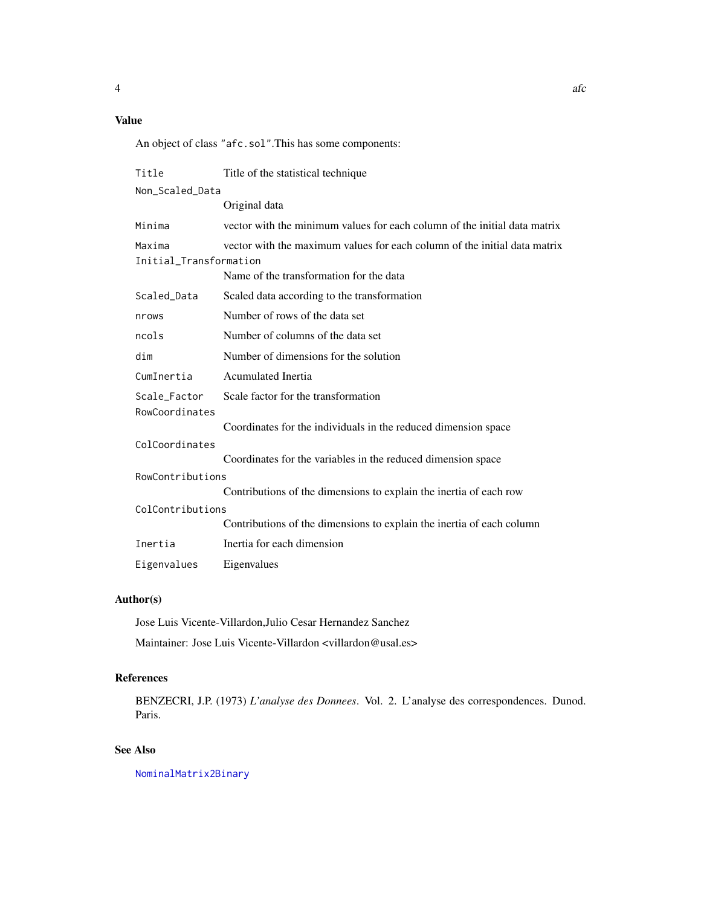## Value

An object of class "afc.sol".This has some components:

| | |
|---|---|
| Title | Title of the statistical technique |
| Non_Scaled_Data | Original data |
| Minima | vector with the minimum values for each column of the initial data matrix |
| Maxima | vector with the maximum values for each column of the initial data matrix |
| Initial_Transformation | Name of the transformation for the data |
| Scaled_Data | Scaled data according to the transformation |
| nrows | Number of rows of the data set |
| ncols | Number of columns of the data set |
| dim | Number of dimensions for the solution |
| CumInertia | Acumulated Inertia |
| Scale_Factor | Scale factor for the transformation |
| RowCoordinates | Coordinates for the individuals in the reduced dimension space |
| ColCoordinates | Coordinates for the variables in the reduced dimension space |
| RowContributions | Contributions of the dimensions to explain the inertia of each row |
| ColContributions | Contributions of the dimensions to explain the inertia of each column |
| Inertia | Inertia for each dimension |
| Eigenvalues | Eigenvalues |

## Author(s)

Jose Luis Vicente-Villardon,Julio Cesar Hernandez Sanchez

Maintainer: Jose Luis Vicente-Villardon <villardon@usal.es>

## References

BENZECRI, J.P. (1973) *L'analyse des Donnees*. Vol. 2. L'analyse des correspondences. Dunod. Paris.

## See Also

NominalMatrix2Binary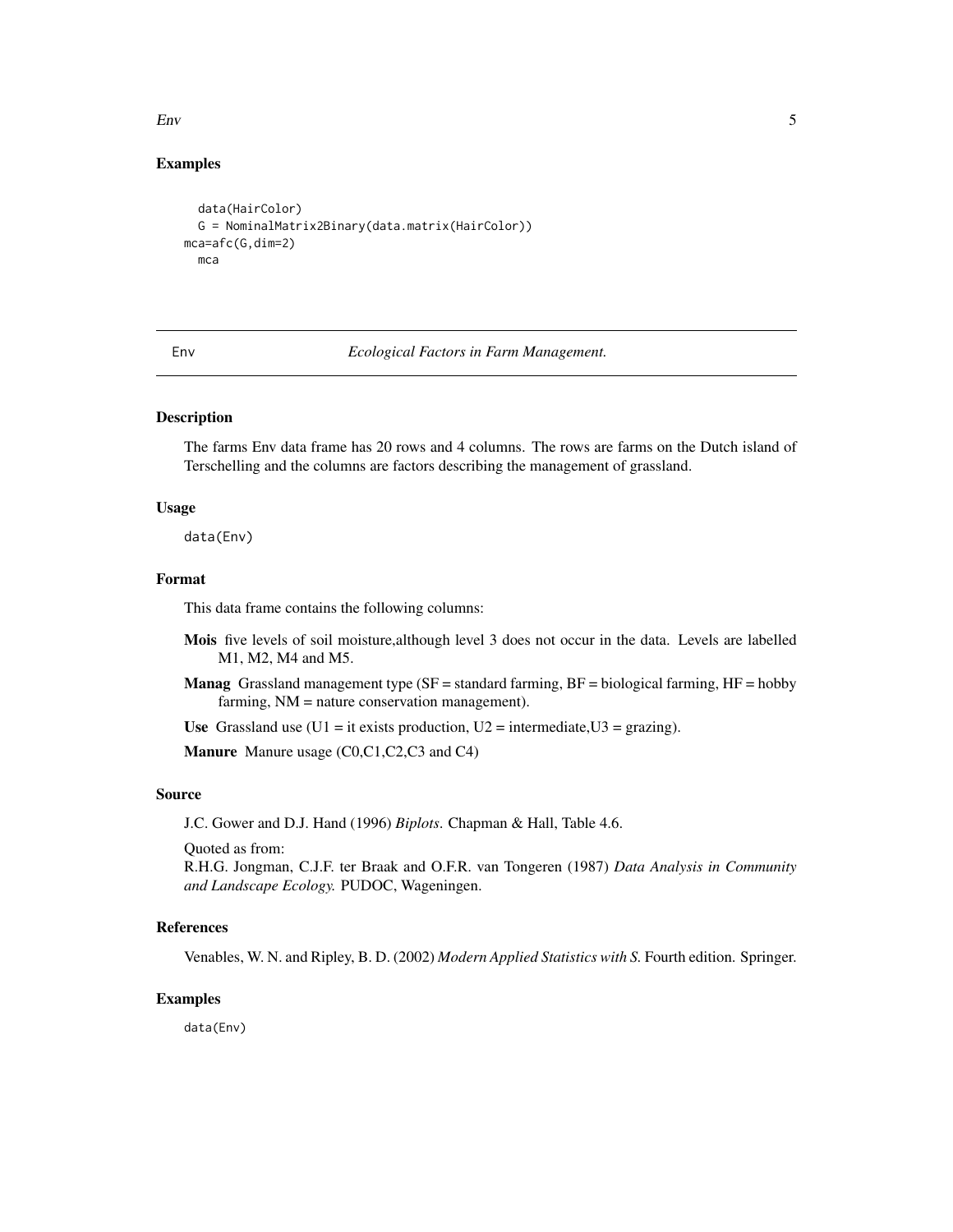## Examples

```
  data(HairColor)
  G = NominalMatrix2Binary(data.matrix(HairColor))
mca=afc(G,dim=2)
  mca
```

---

# Env — *Ecological Factors in Farm Management.*

---

## Description

The farms Env data frame has 20 rows and 4 columns. The rows are farms on the Dutch island of Terschelling and the columns are factors describing the management of grassland.

## Usage

```
data(Env)
```

## Format

This data frame contains the following columns:

**Mois** five levels of soil moisture,although level 3 does not occur in the data. Levels are labelled M1, M2, M4 and M5.

**Manag** Grassland management type (SF = standard farming, BF = biological farming, HF = hobby farming, NM = nature conservation management).

**Use** Grassland use (U1 = it exists production, U2 = intermediate,U3 = grazing).

**Manure** Manure usage (C0,C1,C2,C3 and C4)

## Source

J.C. Gower and D.J. Hand (1996) *Biplots*. Chapman & Hall, Table 4.6.

Quoted as from:
R.H.G. Jongman, C.J.F. ter Braak and O.F.R. van Tongeren (1987) *Data Analysis in Community and Landscape Ecology.* PUDOC, Wageningen.

## References

Venables, W. N. and Ripley, B. D. (2002) *Modern Applied Statistics with S.* Fourth edition. Springer.

## Examples

```
data(Env)
```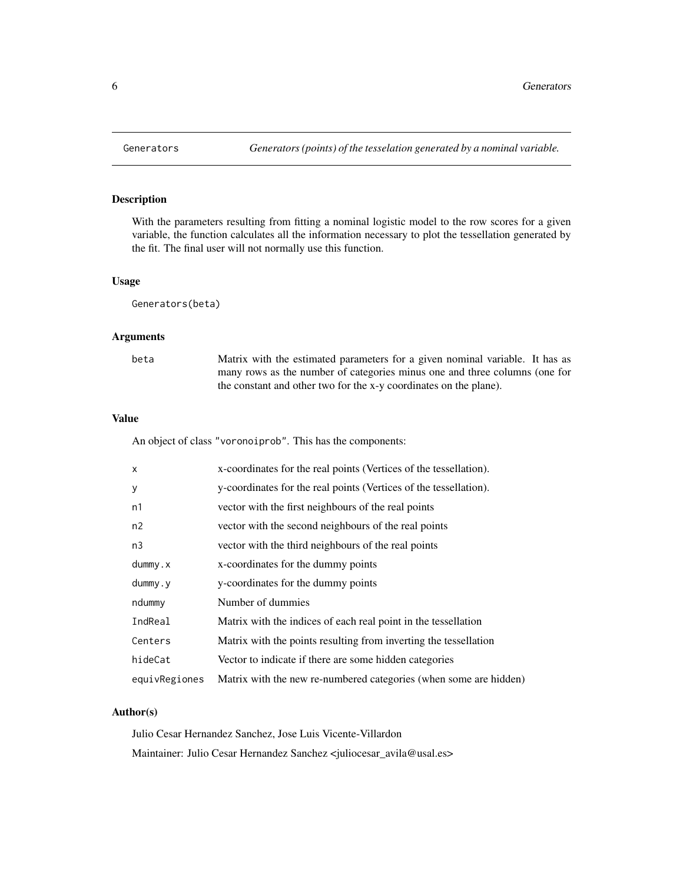# Generators — *Generators (points) of the tesselation generated by a nominal variable.*

## Description

With the parameters resulting from fitting a nominal logistic model to the row scores for a given variable, the function calculates all the information necessary to plot the tessellation generated by the fit. The final user will not normally use this function.

## Usage

```
Generators(beta)
```

## Arguments

| | |
|---|---|
| `beta` | Matrix with the estimated parameters for a given nominal variable. It has as many rows as the number of categories minus one and three columns (one for the constant and other two for the x-y coordinates on the plane). |

## Value

An object of class `"voronoiprob"`. This has the components:

| | |
|---|---|
| `x` | x-coordinates for the real points (Vertices of the tessellation). |
| `y` | y-coordinates for the real points (Vertices of the tessellation). |
| `n1` | vector with the first neighbours of the real points |
| `n2` | vector with the second neighbours of the real points |
| `n3` | vector with the third neighbours of the real points |
| `dummy.x` | x-coordinates for the dummy points |
| `dummy.y` | y-coordinates for the dummy points |
| `ndummy` | Number of dummies |
| `IndReal` | Matrix with the indices of each real point in the tessellation |
| `Centers` | Matrix with the points resulting from inverting the tessellation |
| `hideCat` | Vector to indicate if there are some hidden categories |
| `equivRegiones` | Matrix with the new re-numbered categories (when some are hidden) |

## Author(s)

Julio Cesar Hernandez Sanchez, Jose Luis Vicente-Villardon

Maintainer: Julio Cesar Hernandez Sanchez <juliocesar_avila@usal.es>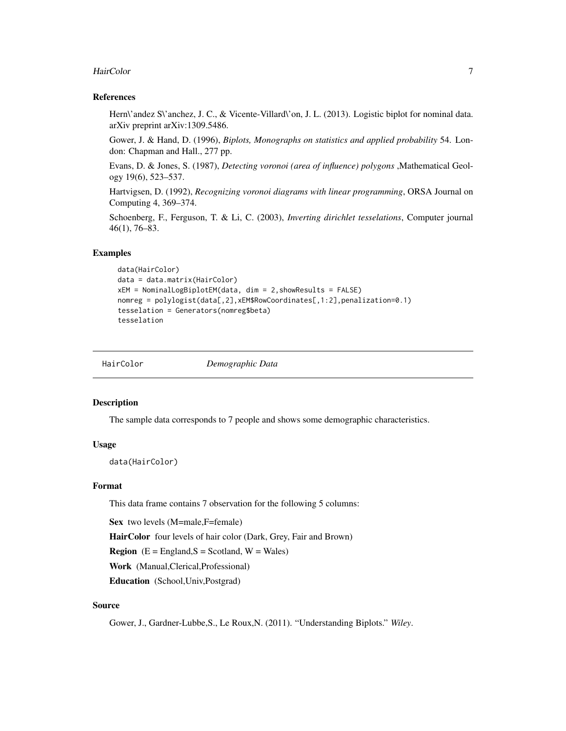### References

Hern\'andez S\'anchez, J. C., & Vicente-Villard\'on, J. L. (2013). Logistic biplot for nominal data. arXiv preprint arXiv:1309.5486.

Gower, J. & Hand, D. (1996), *Biplots, Monographs on statistics and applied probability* 54. London: Chapman and Hall., 277 pp.

Evans, D. & Jones, S. (1987), *Detecting voronoi (area of influence) polygons* ,Mathematical Geology 19(6), 523–537.

Hartvigsen, D. (1992), *Recognizing voronoi diagrams with linear programming*, ORSA Journal on Computing 4, 369–374.

Schoenberg, F., Ferguson, T. & Li, C. (2003), *Inverting dirichlet tesselations*, Computer journal 46(1), 76–83.

### Examples

```
data(HairColor)
data = data.matrix(HairColor)
xEM = NominalLogBiplotEM(data, dim = 2,showResults = FALSE)
nomreg = polylogist(data[,2],xEM$RowCoordinates[,1:2],penalization=0.1)
tesselation = Generators(nomreg$beta)
tesselation
```

---

## HairColor *Demographic Data*

### Description

The sample data corresponds to 7 people and shows some demographic characteristics.

### Usage

```
data(HairColor)
```

### Format

This data frame contains 7 observation for the following 5 columns:

**Sex** two levels (M=male,F=female)

**HairColor** four levels of hair color (Dark, Grey, Fair and Brown)

**Region** (E = England,S = Scotland, W = Wales)

**Work** (Manual,Clerical,Professional)

**Education** (School,Univ,Postgrad)

### Source

Gower, J., Gardner-Lubbe,S., Le Roux,N. (2011). "Understanding Biplots." *Wiley*.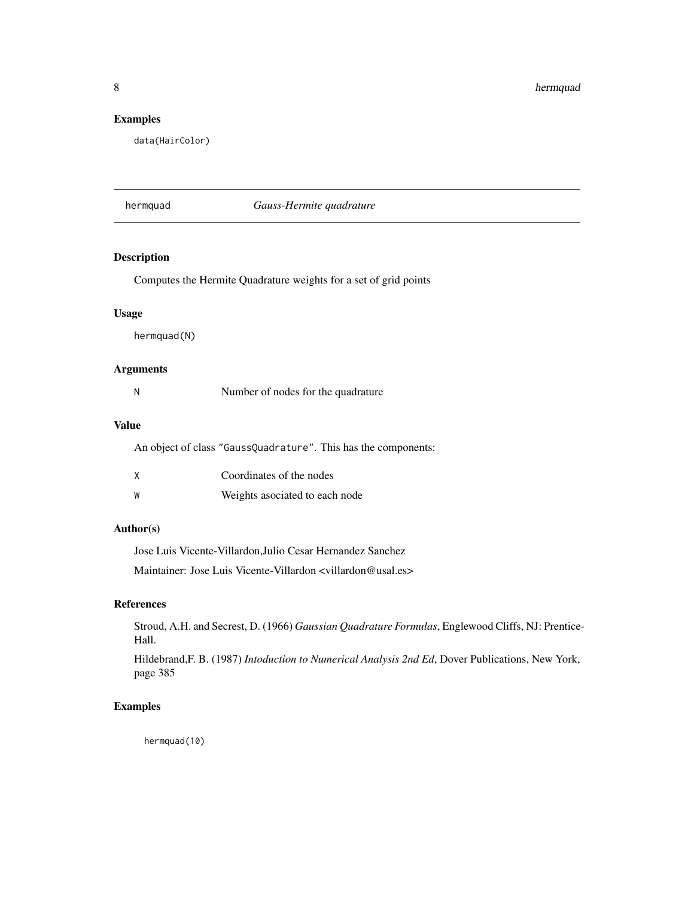## Examples

```
data(HairColor)
```

---

## hermquad — *Gauss-Hermite quadrature*

---

### Description

Computes the Hermite Quadrature weights for a set of grid points

### Usage

```
hermquad(N)
```

### Arguments

| | |
|---|---|
| N | Number of nodes for the quadrature |

### Value

An object of class "GaussQuadrature". This has the components:

| | |
|---|---|
| X | Coordinates of the nodes |
| W | Weights asociated to each node |

### Author(s)

Jose Luis Vicente-Villardon,Julio Cesar Hernandez Sanchez

Maintainer: Jose Luis Vicente-Villardon <villardon@usal.es>

### References

Stroud, A.H. and Secrest, D. (1966) *Gaussian Quadrature Formulas*, Englewood Cliffs, NJ: Prentice-Hall.

Hildebrand,F. B. (1987) *Intoduction to Numerical Analysis 2nd Ed*, Dover Publications, New York, page 385

### Examples

```
hermquad(10)
```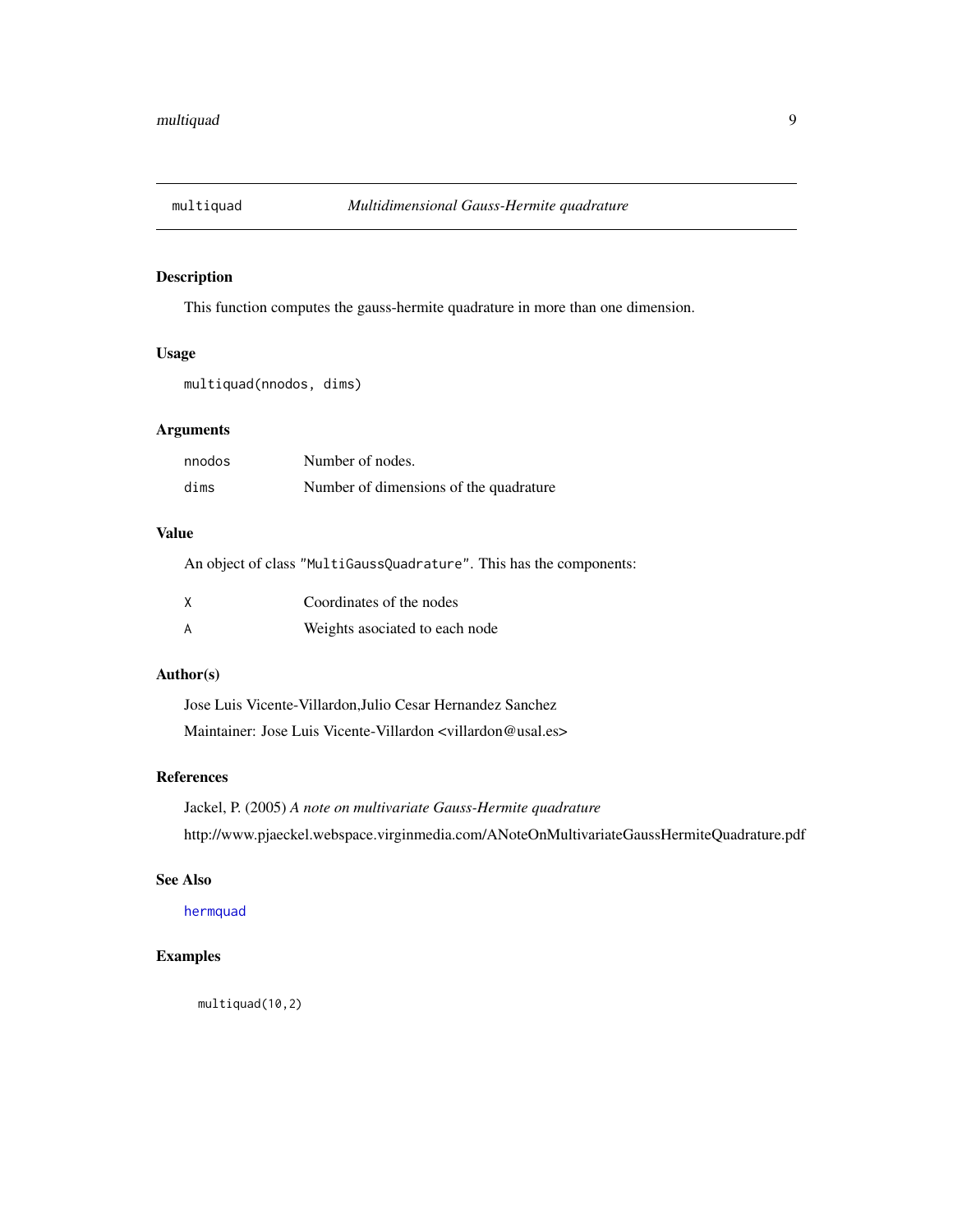# multiquad — *Multidimensional Gauss-Hermite quadrature*

## Description

This function computes the gauss-hermite quadrature in more than one dimension.

## Usage

```
multiquad(nnodos, dims)
```

## Arguments

| | |
|---|---|
| nnodos | Number of nodes. |
| dims | Number of dimensions of the quadrature |

## Value

An object of class "MultiGaussQuadrature". This has the components:

| | |
|---|---|
| X | Coordinates of the nodes |
| A | Weights asociated to each node |

## Author(s)

Jose Luis Vicente-Villardon,Julio Cesar Hernandez Sanchez

Maintainer: Jose Luis Vicente-Villardon <villardon@usal.es>

## References

Jackel, P. (2005) *A note on multivariate Gauss-Hermite quadrature*

http://www.pjaeckel.webspace.virginmedia.com/ANoteOnMultivariateGaussHermiteQuadrature.pdf

## See Also

hermquad

## Examples

```
multiquad(10,2)
```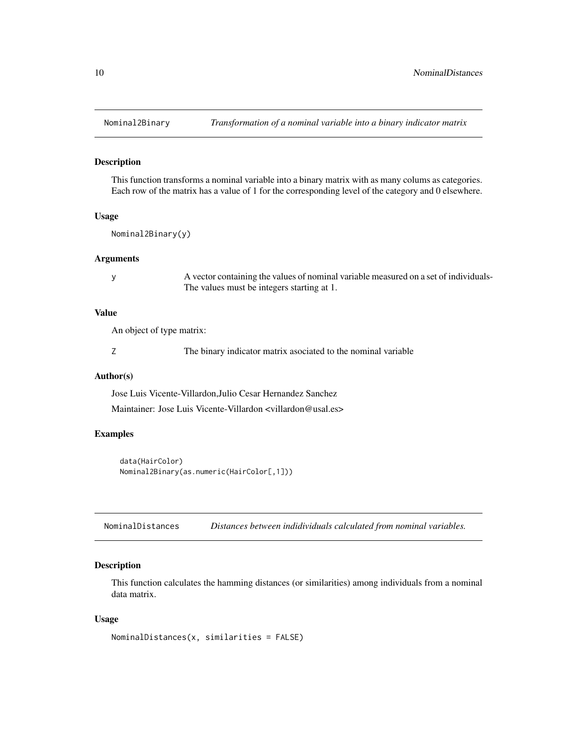## Nominal2Binary *Transformation of a nominal variable into a binary indicator matrix*

### Description

This function transforms a nominal variable into a binary matrix with as many colums as categories. Each row of the matrix has a value of 1 for the corresponding level of the category and 0 elsewhere.

### Usage

```
Nominal2Binary(y)
```

### Arguments

| | |
|---|---|
| y | A vector containing the values of nominal variable measured on a set of individuals- The values must be integers starting at 1. |

### Value

An object of type matrix:

| | |
|---|---|
| Z | The binary indicator matrix asociated to the nominal variable |

### Author(s)

Jose Luis Vicente-Villardon,Julio Cesar Hernandez Sanchez

Maintainer: Jose Luis Vicente-Villardon <villardon@usal.es>

### Examples

```
data(HairColor)
Nominal2Binary(as.numeric(HairColor[,1]))
```

## NominalDistances *Distances between indidividuals calculated from nominal variables.*

### Description

This function calculates the hamming distances (or similarities) among individuals from a nominal data matrix.

### Usage

```
NominalDistances(x, similarities = FALSE)
```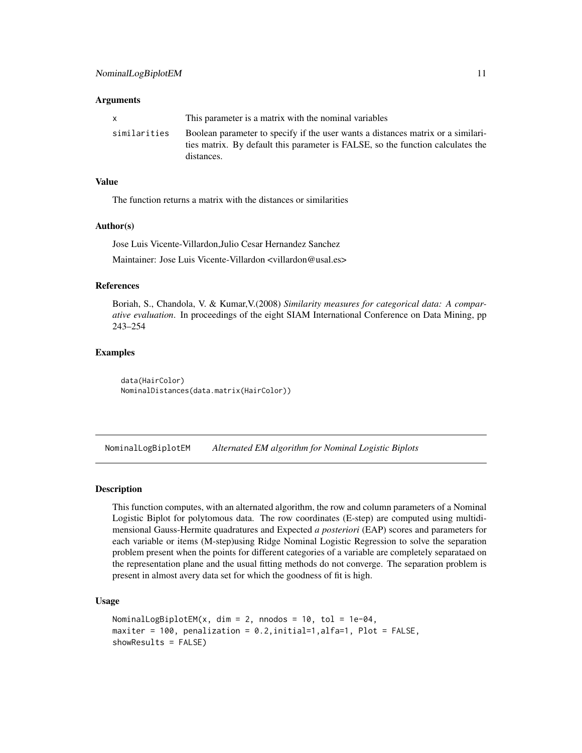### Arguments

| | |
|---|---|
| `x` | This parameter is a matrix with the nominal variables |
| `similarities` | Boolean parameter to specify if the user wants a distances matrix or a similarities matrix. By default this parameter is FALSE, so the function calculates the distances. |

### Value

The function returns a matrix with the distances or similarities

### Author(s)

Jose Luis Vicente-Villardon,Julio Cesar Hernandez Sanchez

Maintainer: Jose Luis Vicente-Villardon <villardon@usal.es>

### References

Boriah, S., Chandola, V. & Kumar,V.(2008) *Similarity measures for categorical data: A comparative evaluation*. In proceedings of the eight SIAM International Conference on Data Mining, pp 243–254

### Examples

```
data(HairColor)
NominalDistances(data.matrix(HairColor))
```

---

## NominalLogBiplotEM *Alternated EM algorithm for Nominal Logistic Biplots*

---

### Description

This function computes, with an alternated algorithm, the row and column parameters of a Nominal Logistic Biplot for polytomous data. The row coordinates (E-step) are computed using multidimensional Gauss-Hermite quadratures and Expected *a posteriori* (EAP) scores and parameters for each variable or items (M-step)using Ridge Nominal Logistic Regression to solve the separation problem present when the points for different categories of a variable are completely separataed on the representation plane and the usual fitting methods do not converge. The separation problem is present in almost avery data set for which the goodness of fit is high.

### Usage

```
NominalLogBiplotEM(x, dim = 2, nnodos = 10, tol = 1e-04,
maxiter = 100, penalization = 0.2,initial=1,alfa=1, Plot = FALSE,
showResults = FALSE)
```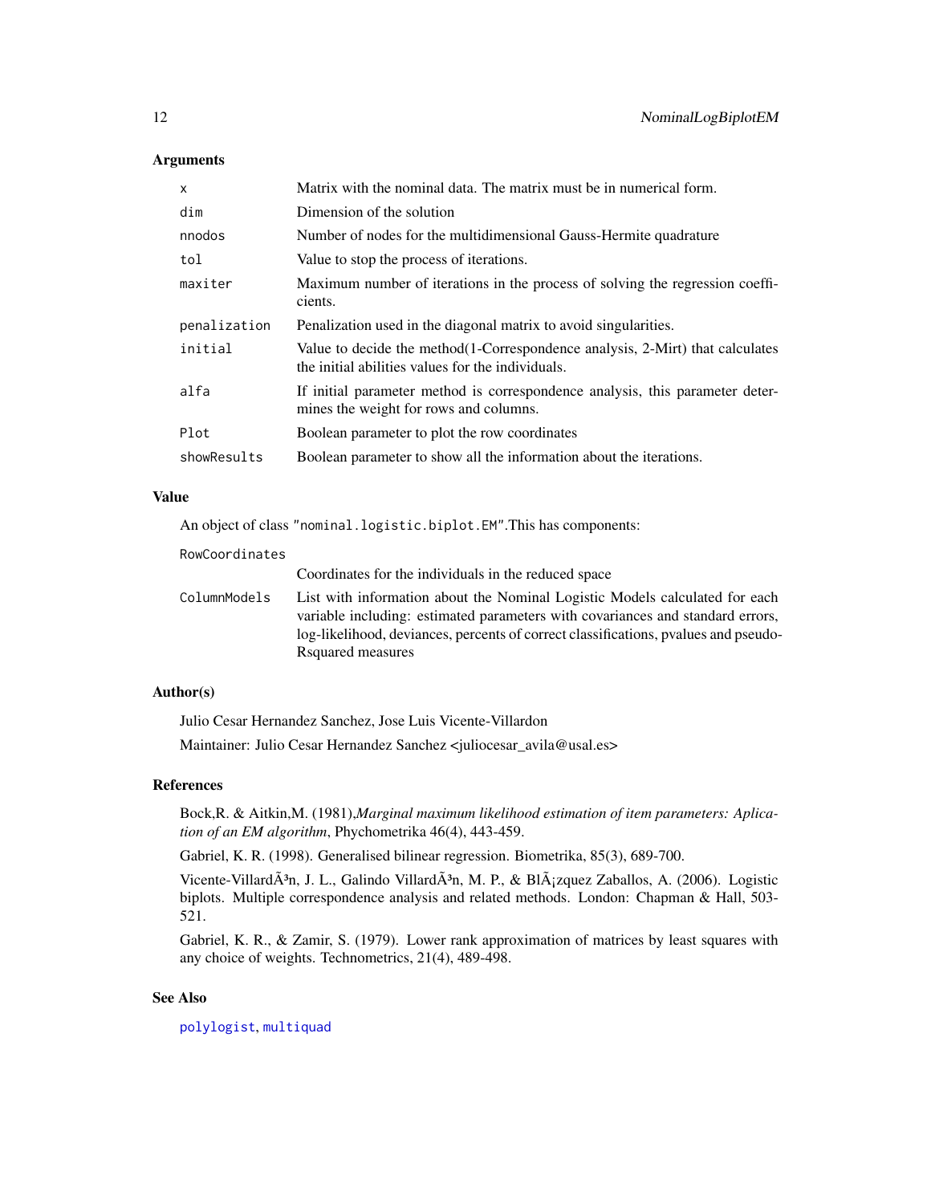### Arguments

| | |
|---|---|
| x | Matrix with the nominal data. The matrix must be in numerical form. |
| dim | Dimension of the solution |
| nnodos | Number of nodes for the multidimensional Gauss-Hermite quadrature |
| tol | Value to stop the process of iterations. |
| maxiter | Maximum number of iterations in the process of solving the regression coefficients. |
| penalization | Penalization used in the diagonal matrix to avoid singularities. |
| initial | Value to decide the method(1-Correspondence analysis, 2-Mirt) that calculates the initial abilities values for the individuals. |
| alfa | If initial parameter method is correspondence analysis, this parameter determines the weight for rows and columns. |
| Plot | Boolean parameter to plot the row coordinates |
| showResults | Boolean parameter to show all the information about the iterations. |

### Value

An object of class "nominal.logistic.biplot.EM".This has components:

| | |
|---|---|
| RowCoordinates | Coordinates for the individuals in the reduced space |
| ColumnModels | List with information about the Nominal Logistic Models calculated for each variable including: estimated parameters with covariances and standard errors, log-likelihood, deviances, percents of correct classifications, pvalues and pseudo-Rsquared measures |

### Author(s)

Julio Cesar Hernandez Sanchez, Jose Luis Vicente-Villardon

Maintainer: Julio Cesar Hernandez Sanchez <juliocesar_avila@usal.es>

### References

Bock,R. & Aitkin,M. (1981),*Marginal maximum likelihood estimation of item parameters: Aplication of an EM algorithm*, Phychometrika 46(4), 443-459.

Gabriel, K. R. (1998). Generalised bilinear regression. Biometrika, 85(3), 689-700.

Vicente-VillardÃ³n, J. L., Galindo VillardÃ³n, M. P., & BlÃ¡zquez Zaballos, A. (2006). Logistic biplots. Multiple correspondence analysis and related methods. London: Chapman & Hall, 503-521.

Gabriel, K. R., & Zamir, S. (1979). Lower rank approximation of matrices by least squares with any choice of weights. Technometrics, 21(4), 489-498.

### See Also

polylogist, multiquad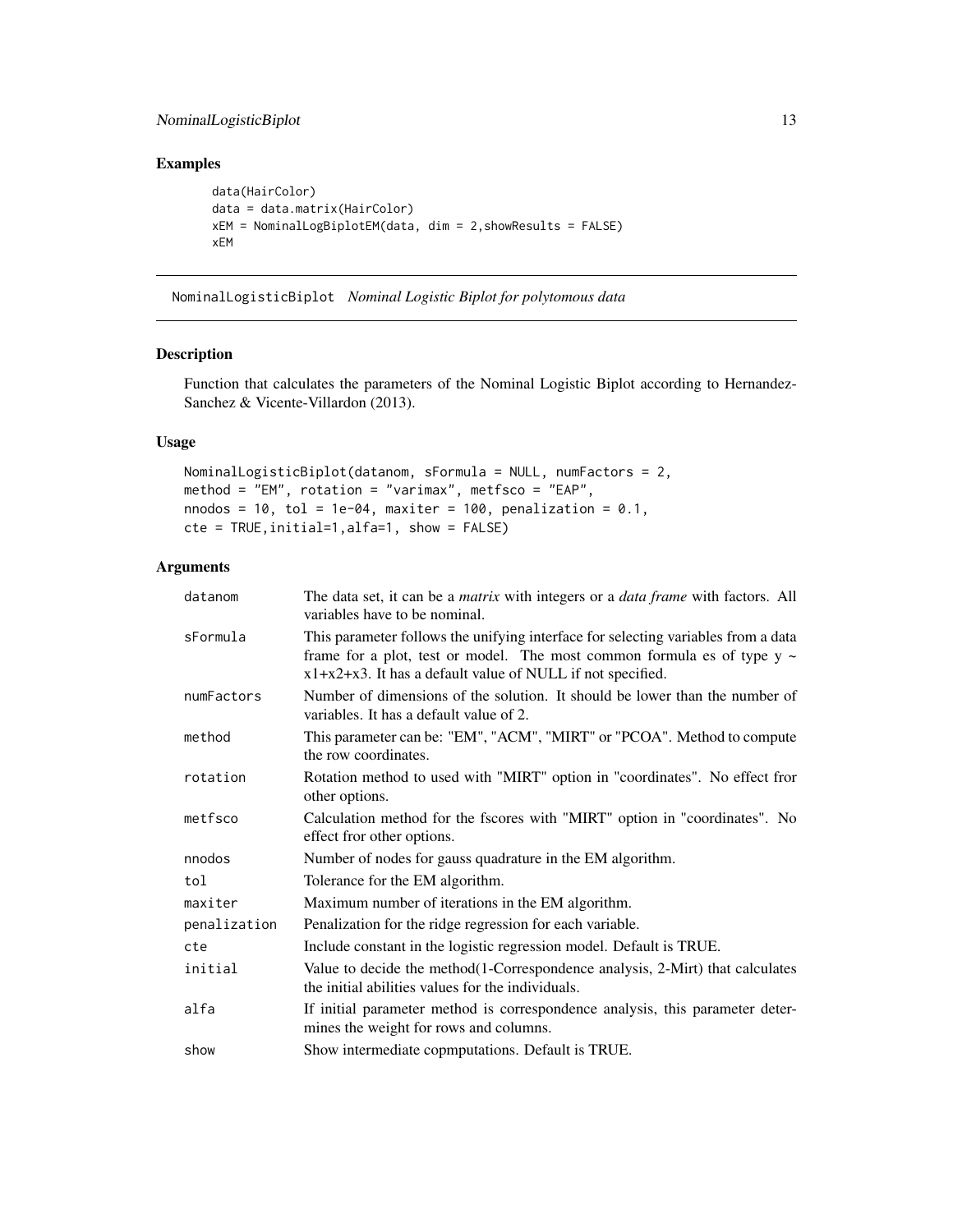## Examples

```
data(HairColor)
data = data.matrix(HairColor)
xEM = NominalLogBiplotEM(data, dim = 2,showResults = FALSE)
xEM
```

---

# NominalLogisticBiplot *Nominal Logistic Biplot for polytomous data*

## Description

Function that calculates the parameters of the Nominal Logistic Biplot according to Hernandez-Sanchez & Vicente-Villardon (2013).

## Usage

```
NominalLogisticBiplot(datanom, sFormula = NULL, numFactors = 2,
method = "EM", rotation = "varimax", metfsco = "EAP",
nnodos = 10, tol = 1e-04, maxiter = 100, penalization = 0.1,
cte = TRUE,initial=1,alfa=1, show = FALSE)
```

## Arguments

| | |
|---|---|
| datanom | The data set, it can be a *matrix* with integers or a *data frame* with factors. All variables have to be nominal. |
| sFormula | This parameter follows the unifying interface for selecting variables from a data frame for a plot, test or model. The most common formula es of type y ~ x1+x2+x3. It has a default value of NULL if not specified. |
| numFactors | Number of dimensions of the solution. It should be lower than the number of variables. It has a default value of 2. |
| method | This parameter can be: "EM", "ACM", "MIRT" or "PCOA". Method to compute the row coordinates. |
| rotation | Rotation method to used with "MIRT" option in "coordinates". No effect fror other options. |
| metfsco | Calculation method for the fscores with "MIRT" option in "coordinates". No effect fror other options. |
| nnodos | Number of nodes for gauss quadrature in the EM algorithm. |
| tol | Tolerance for the EM algorithm. |
| maxiter | Maximum number of iterations in the EM algorithm. |
| penalization | Penalization for the ridge regression for each variable. |
| cte | Include constant in the logistic regression model. Default is TRUE. |
| initial | Value to decide the method(1-Correspondence analysis, 2-Mirt) that calculates the initial abilities values for the individuals. |
| alfa | If initial parameter method is correspondence analysis, this parameter determines the weight for rows and columns. |
| show | Show intermediate copmputations. Default is TRUE. |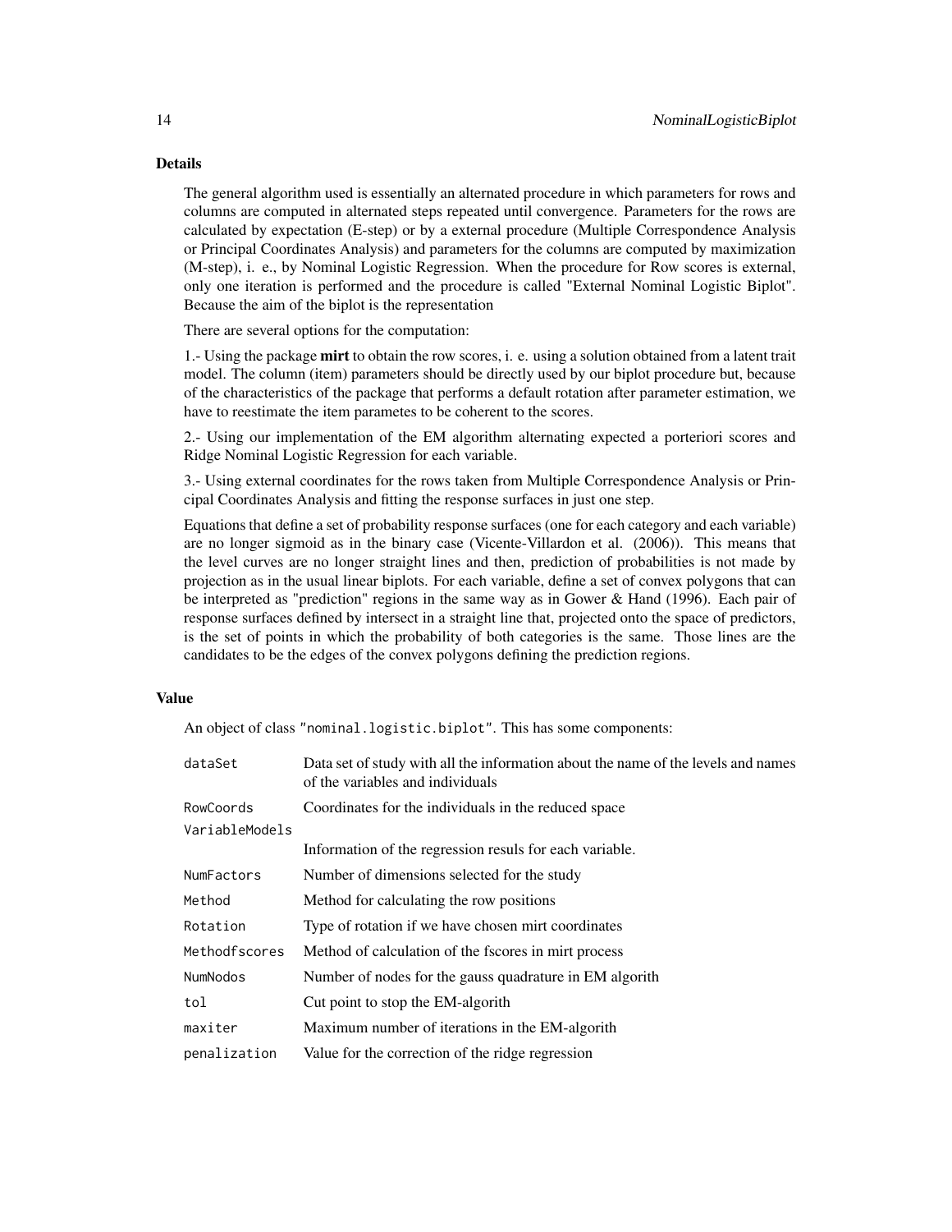## Details

The general algorithm used is essentially an alternated procedure in which parameters for rows and columns are computed in alternated steps repeated until convergence. Parameters for the rows are calculated by expectation (E-step) or by a external procedure (Multiple Correspondence Analysis or Principal Coordinates Analysis) and parameters for the columns are computed by maximization (M-step), i. e., by Nominal Logistic Regression. When the procedure for Row scores is external, only one iteration is performed and the procedure is called "External Nominal Logistic Biplot". Because the aim of the biplot is the representation

There are several options for the computation:

1.- Using the package **mirt** to obtain the row scores, i. e. using a solution obtained from a latent trait model. The column (item) parameters should be directly used by our biplot procedure but, because of the characteristics of the package that performs a default rotation after parameter estimation, we have to reestimate the item parametes to be coherent to the scores.

2.- Using our implementation of the EM algorithm alternating expected a porteriori scores and Ridge Nominal Logistic Regression for each variable.

3.- Using external coordinates for the rows taken from Multiple Correspondence Analysis or Principal Coordinates Analysis and fitting the response surfaces in just one step.

Equations that define a set of probability response surfaces (one for each category and each variable) are no longer sigmoid as in the binary case (Vicente-Villardon et al. (2006)). This means that the level curves are no longer straight lines and then, prediction of probabilities is not made by projection as in the usual linear biplots. For each variable, define a set of convex polygons that can be interpreted as "prediction" regions in the same way as in Gower & Hand (1996). Each pair of response surfaces defined by intersect in a straight line that, projected onto the space of predictors, is the set of points in which the probability of both categories is the same. Those lines are the candidates to be the edges of the convex polygons defining the prediction regions.

## Value

An object of class "nominal.logistic.biplot". This has some components:

| | |
|---|---|
| `dataSet` | Data set of study with all the information about the name of the levels and names of the variables and individuals |
| `RowCoords` | Coordinates for the individuals in the reduced space |
| `VariableModels` | Information of the regression resuls for each variable. |
| `NumFactors` | Number of dimensions selected for the study |
| `Method` | Method for calculating the row positions |
| `Rotation` | Type of rotation if we have chosen mirt coordinates |
| `Methodfscores` | Method of calculation of the fscores in mirt process |
| `NumNodos` | Number of nodes for the gauss quadrature in EM algorith |
| `tol` | Cut point to stop the EM-algorith |
| `maxiter` | Maximum number of iterations in the EM-algorith |
| `penalization` | Value for the correction of the ridge regression |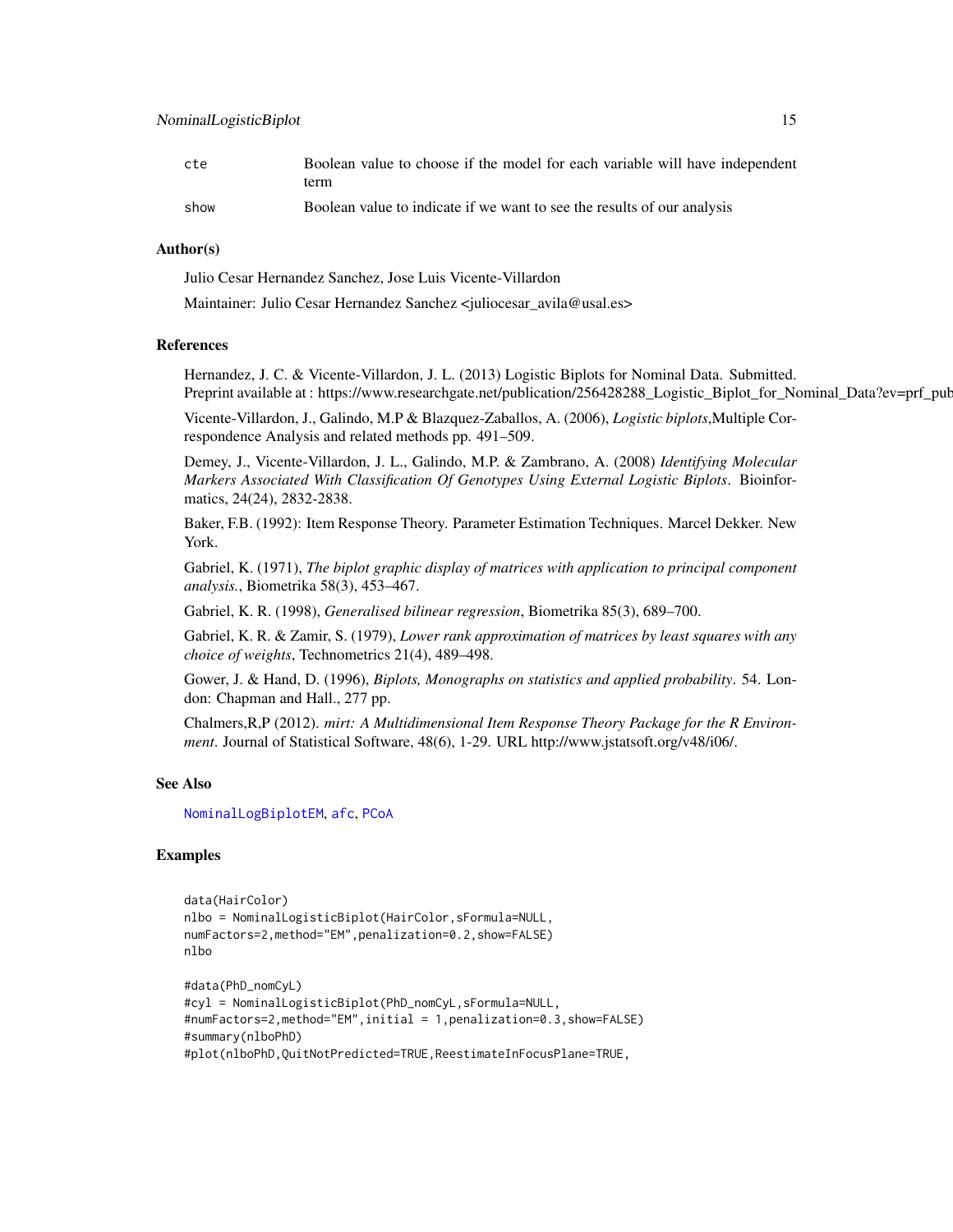| | |
|---|---|
| cte | Boolean value to choose if the model for each variable will have independent term |
| show | Boolean value to indicate if we want to see the results of our analysis |

### Author(s)

Julio Cesar Hernandez Sanchez, Jose Luis Vicente-Villardon

Maintainer: Julio Cesar Hernandez Sanchez <juliocesar_avila@usal.es>

### References

Hernandez, J. C. & Vicente-Villardon, J. L. (2013) Logistic Biplots for Nominal Data. Submitted. Preprint available at : https://www.researchgate.net/publication/256428288_Logistic_Biplot_for_Nominal_Data?ev=prf_pub

Vicente-Villardon, J., Galindo, M.P & Blazquez-Zaballos, A. (2006), *Logistic biplots*,Multiple Correspondence Analysis and related methods pp. 491–509.

Demey, J., Vicente-Villardon, J. L., Galindo, M.P. & Zambrano, A. (2008) *Identifying Molecular Markers Associated With Classification Of Genotypes Using External Logistic Biplots*. Bioinformatics, 24(24), 2832-2838.

Baker, F.B. (1992): Item Response Theory. Parameter Estimation Techniques. Marcel Dekker. New York.

Gabriel, K. (1971), *The biplot graphic display of matrices with application to principal component analysis.*, Biometrika 58(3), 453–467.

Gabriel, K. R. (1998), *Generalised bilinear regression*, Biometrika 85(3), 689–700.

Gabriel, K. R. & Zamir, S. (1979), *Lower rank approximation of matrices by least squares with any choice of weights*, Technometrics 21(4), 489–498.

Gower, J. & Hand, D. (1996), *Biplots, Monographs on statistics and applied probability*. 54. London: Chapman and Hall., 277 pp.

Chalmers,R,P (2012). *mirt: A Multidimensional Item Response Theory Package for the R Environment*. Journal of Statistical Software, 48(6), 1-29. URL http://www.jstatsoft.org/v48/i06/.

### See Also

NominalLogBiplotEM, afc, PCoA

### Examples

```
data(HairColor)
nlbo = NominalLogisticBiplot(HairColor,sFormula=NULL,
numFactors=2,method="EM",penalization=0.2,show=FALSE)
nlbo

#data(PhD_nomCyL)
#cyl = NominalLogisticBiplot(PhD_nomCyL,sFormula=NULL,
#numFactors=2,method="EM",initial = 1,penalization=0.3,show=FALSE)
#summary(nlboPhD)
#plot(nlboPhD,QuitNotPredicted=TRUE,ReestimateInFocusPlane=TRUE,
```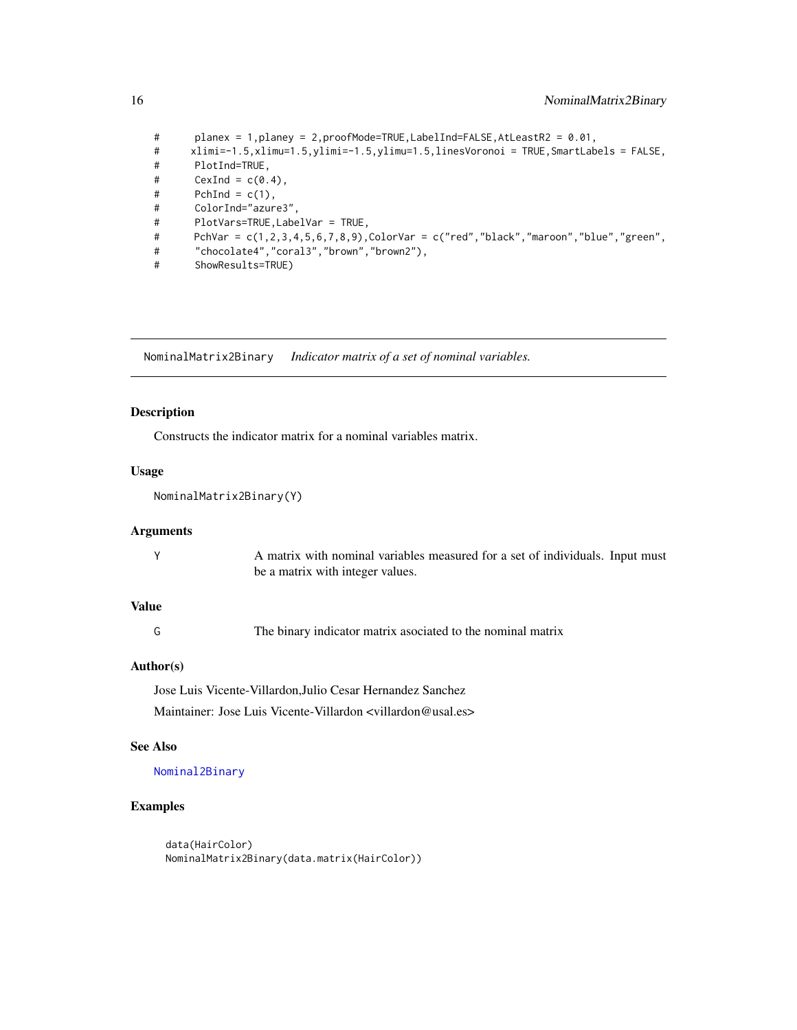```
#      planex = 1,planey = 2,proofMode=TRUE,LabelInd=FALSE,AtLeastR2 = 0.01,
#     xlimi=-1.5,xlimu=1.5,ylimi=-1.5,ylimu=1.5,linesVoronoi = TRUE,SmartLabels = FALSE,
#      PlotInd=TRUE,
#      CexInd = c(0.4),
#      PchInd = c(1),
#      ColorInd="azure3",
#      PlotVars=TRUE,LabelVar = TRUE,
#      PchVar = c(1,2,3,4,5,6,7,8,9),ColorVar = c("red","black","maroon","blue","green",
#      "chocolate4","coral3","brown","brown2"),
#      ShowResults=TRUE)
```

## NominalMatrix2Binary    *Indicator matrix of a set of nominal variables.*

### Description

Constructs the indicator matrix for a nominal variables matrix.

### Usage

```
NominalMatrix2Binary(Y)
```

### Arguments

| | |
|---|---|
| Y | A matrix with nominal variables measured for a set of individuals. Input must be a matrix with integer values. |

### Value

| | |
|---|---|
| G | The binary indicator matrix asociated to the nominal matrix |

### Author(s)

Jose Luis Vicente-Villardon,Julio Cesar Hernandez Sanchez

Maintainer: Jose Luis Vicente-Villardon <villardon@usal.es>

### See Also

Nominal2Binary

### Examples

```
data(HairColor)
NominalMatrix2Binary(data.matrix(HairColor))
```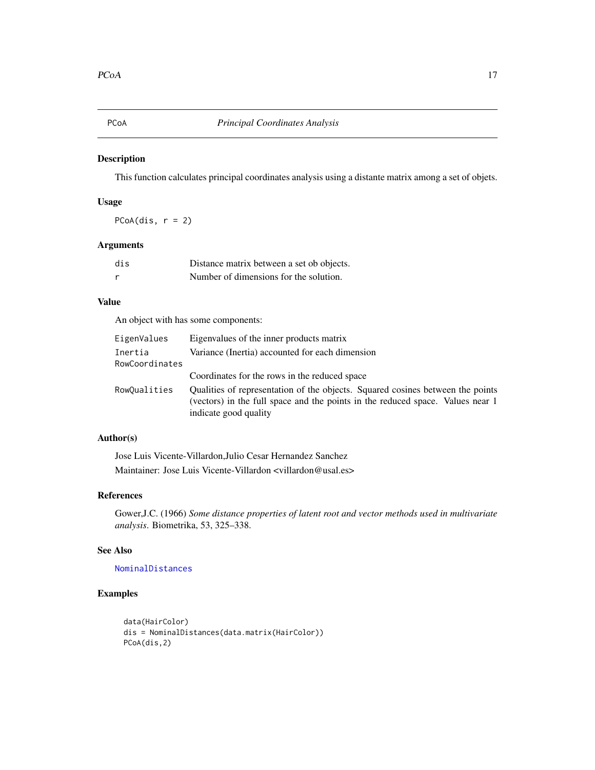## PCoA — *Principal Coordinates Analysis*

### Description

This function calculates principal coordinates analysis using a distante matrix among a set of objets.

### Usage

```
PCoA(dis, r = 2)
```

### Arguments

| | |
|---|---|
| dis | Distance matrix between a set ob objects. |
| r | Number of dimensions for the solution. |

### Value

An object with has some components:

| | |
|---|---|
| EigenValues | Eigenvalues of the inner products matrix |
| Inertia | Variance (Inertia) accounted for each dimension |
| RowCoordinates | Coordinates for the rows in the reduced space |
| RowQualities | Qualities of representation of the objects. Squared cosines between the points (vectors) in the full space and the points in the reduced space. Values near 1 indicate good quality |

### Author(s)

Jose Luis Vicente-Villardon,Julio Cesar Hernandez Sanchez

Maintainer: Jose Luis Vicente-Villardon <villardon@usal.es>

### References

Gower,J.C. (1966) *Some distance properties of latent root and vector methods used in multivariate analysis*. Biometrika, 53, 325–338.

### See Also

NominalDistances

### Examples

```
data(HairColor)
dis = NominalDistances(data.matrix(HairColor))
PCoA(dis,2)
```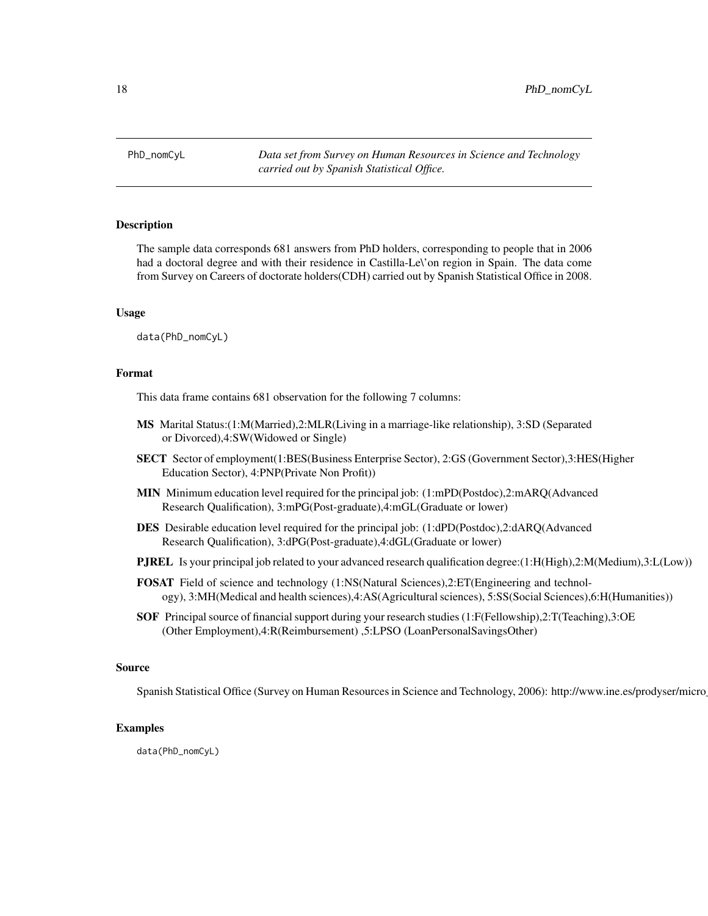PhD_nomCyL *Data set from Survey on Human Resources in Science and Technology carried out by Spanish Statistical Office.*

## Description

The sample data corresponds 681 answers from PhD holders, corresponding to people that in 2006 had a doctoral degree and with their residence in Castilla-Le\'on region in Spain. The data come from Survey on Careers of doctorate holders(CDH) carried out by Spanish Statistical Office in 2008.

## Usage

```
data(PhD_nomCyL)
```

## Format

This data frame contains 681 observation for the following 7 columns:

**MS** Marital Status:(1:M(Married),2:MLR(Living in a marriage-like relationship), 3:SD (Separated or Divorced),4:SW(Widowed or Single)

**SECT** Sector of employment(1:BES(Business Enterprise Sector), 2:GS (Government Sector),3:HES(Higher Education Sector), 4:PNP(Private Non Profit))

**MIN** Minimum education level required for the principal job: (1:mPD(Postdoc),2:mARQ(Advanced Research Qualification), 3:mPG(Post-graduate),4:mGL(Graduate or lower)

**DES** Desirable education level required for the principal job: (1:dPD(Postdoc),2:dARQ(Advanced Research Qualification), 3:dPG(Post-graduate),4:dGL(Graduate or lower)

**PJREL** Is your principal job related to your advanced research qualification degree:(1:H(High),2:M(Medium),3:L(Low))

**FOSAT** Field of science and technology (1:NS(Natural Sciences),2:ET(Engineering and technology), 3:MH(Medical and health sciences),4:AS(Agricultural sciences), 5:SS(Social Sciences),6:H(Humanities))

**SOF** Principal source of financial support during your research studies (1:F(Fellowship),2:T(Teaching),3:OE (Other Employment),4:R(Reimbursement) ,5:LPSO (LoanPersonalSavingsOther)

## Source

Spanish Statistical Office (Survey on Human Resources in Science and Technology, 2006): http://www.ine.es/prodyser/micro_

## Examples

```
data(PhD_nomCyL)
```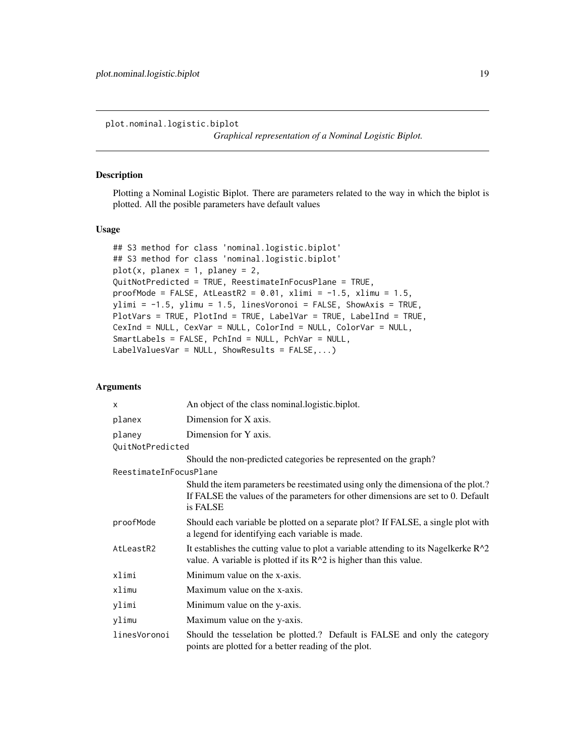plot.nominal.logistic.biplot *Graphical representation of a Nominal Logistic Biplot.*

## Description

Plotting a Nominal Logistic Biplot. There are parameters related to the way in which the biplot is plotted. All the posible parameters have default values

## Usage

```
## S3 method for class 'nominal.logistic.biplot'
## S3 method for class 'nominal.logistic.biplot'
plot(x, planex = 1, planey = 2,
QuitNotPredicted = TRUE, ReestimateInFocusPlane = TRUE,
proofMode = FALSE, AtLeastR2 = 0.01, xlimi = -1.5, xlimu = 1.5,
ylimi = -1.5, ylimu = 1.5, linesVoronoi = FALSE, ShowAxis = TRUE,
PlotVars = TRUE, PlotInd = TRUE, LabelVar = TRUE, LabelInd = TRUE,
CexInd = NULL, CexVar = NULL, ColorInd = NULL, ColorVar = NULL,
SmartLabels = FALSE, PchInd = NULL, PchVar = NULL,
LabelValuesVar = NULL, ShowResults = FALSE,...)
```

## Arguments

| | |
|---|---|
| `x` | An object of the class nominal.logistic.biplot. |
| `planex` | Dimension for X axis. |
| `planey` | Dimension for Y axis. |
| `QuitNotPredicted` | Should the non-predicted categories be represented on the graph? |
| `ReestimateInFocusPlane` | Shuld the item parameters be reestimated using only the dimensiona of the plot.? If FALSE the values of the parameters for other dimensions are set to 0. Default is FALSE |
| `proofMode` | Should each variable be plotted on a separate plot? If FALSE, a single plot with a legend for identifying each variable is made. |
| `AtLeastR2` | It establishes the cutting value to plot a variable attending to its Nagelkerke R^2 value. A variable is plotted if its R^2 is higher than this value. |
| `xlimi` | Minimum value on the x-axis. |
| `xlimu` | Maximum value on the x-axis. |
| `ylimi` | Minimum value on the y-axis. |
| `ylimu` | Maximum value on the y-axis. |
| `linesVoronoi` | Should the tesselation be plotted.? Default is FALSE and only the category points are plotted for a better reading of the plot. |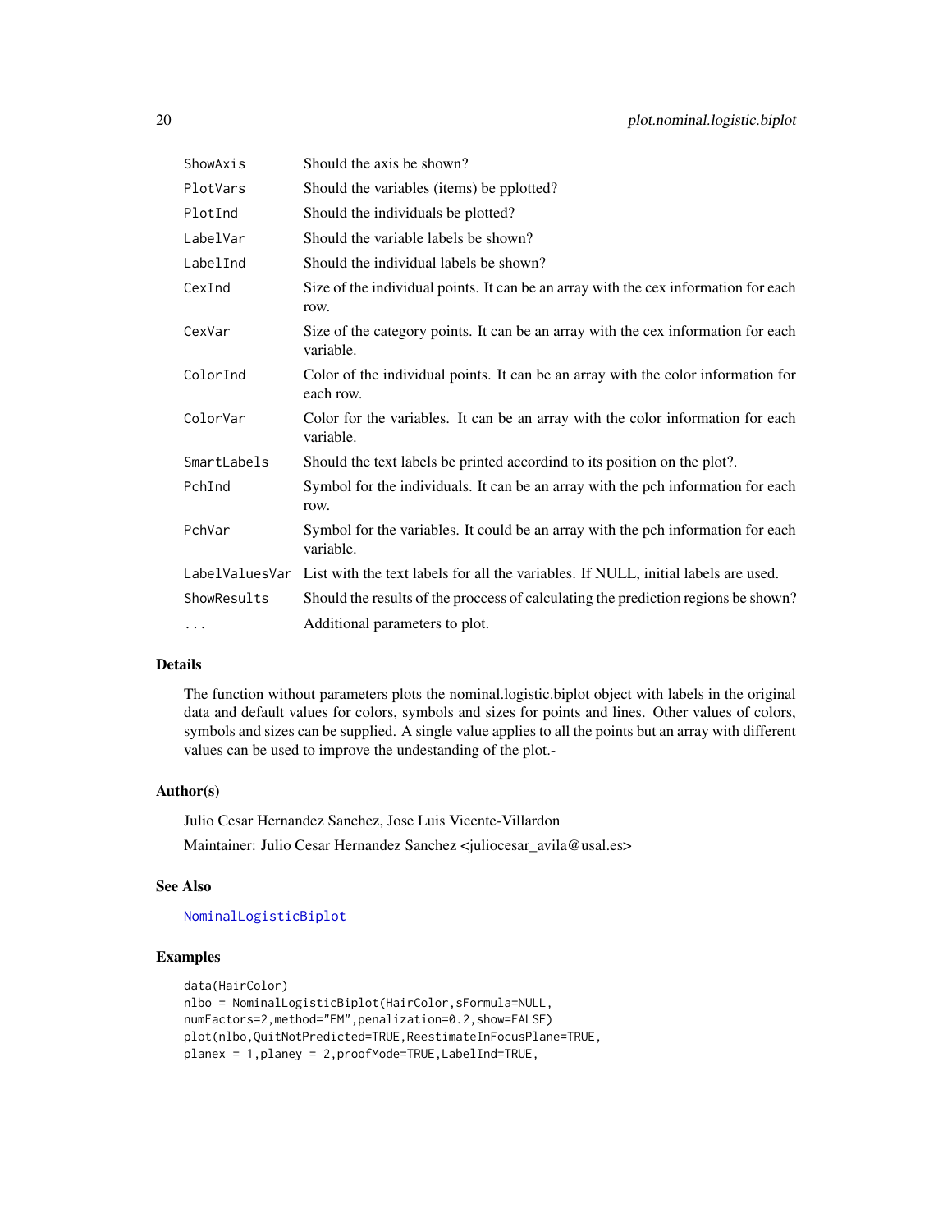| | |
|---|---|
| ShowAxis | Should the axis be shown? |
| PlotVars | Should the variables (items) be pplotted? |
| PlotInd | Should the individuals be plotted? |
| LabelVar | Should the variable labels be shown? |
| LabelInd | Should the individual labels be shown? |
| CexInd | Size of the individual points. It can be an array with the cex information for each row. |
| CexVar | Size of the category points. It can be an array with the cex information for each variable. |
| ColorInd | Color of the individual points. It can be an array with the color information for each row. |
| ColorVar | Color for the variables. It can be an array with the color information for each variable. |
| SmartLabels | Should the text labels be printed accordind to its position on the plot?. |
| PchInd | Symbol for the individuals. It can be an array with the pch information for each row. |
| PchVar | Symbol for the variables. It could be an array with the pch information for each variable. |
| LabelValuesVar | List with the text labels for all the variables. If NULL, initial labels are used. |
| ShowResults | Should the results of the proccess of calculating the prediction regions be shown? |
| ... | Additional parameters to plot. |

## Details

The function without parameters plots the nominal.logistic.biplot object with labels in the original data and default values for colors, symbols and sizes for points and lines. Other values of colors, symbols and sizes can be supplied. A single value applies to all the points but an array with different values can be used to improve the undestanding of the plot.-

## Author(s)

Julio Cesar Hernandez Sanchez, Jose Luis Vicente-Villardon

Maintainer: Julio Cesar Hernandez Sanchez <juliocesar_avila@usal.es>

## See Also

NominalLogisticBiplot

## Examples

```
data(HairColor)
nlbo = NominalLogisticBiplot(HairColor,sFormula=NULL,
numFactors=2,method="EM",penalization=0.2,show=FALSE)
plot(nlbo,QuitNotPredicted=TRUE,ReestimateInFocusPlane=TRUE,
planex = 1,planey = 2,proofMode=TRUE,LabelInd=TRUE,
```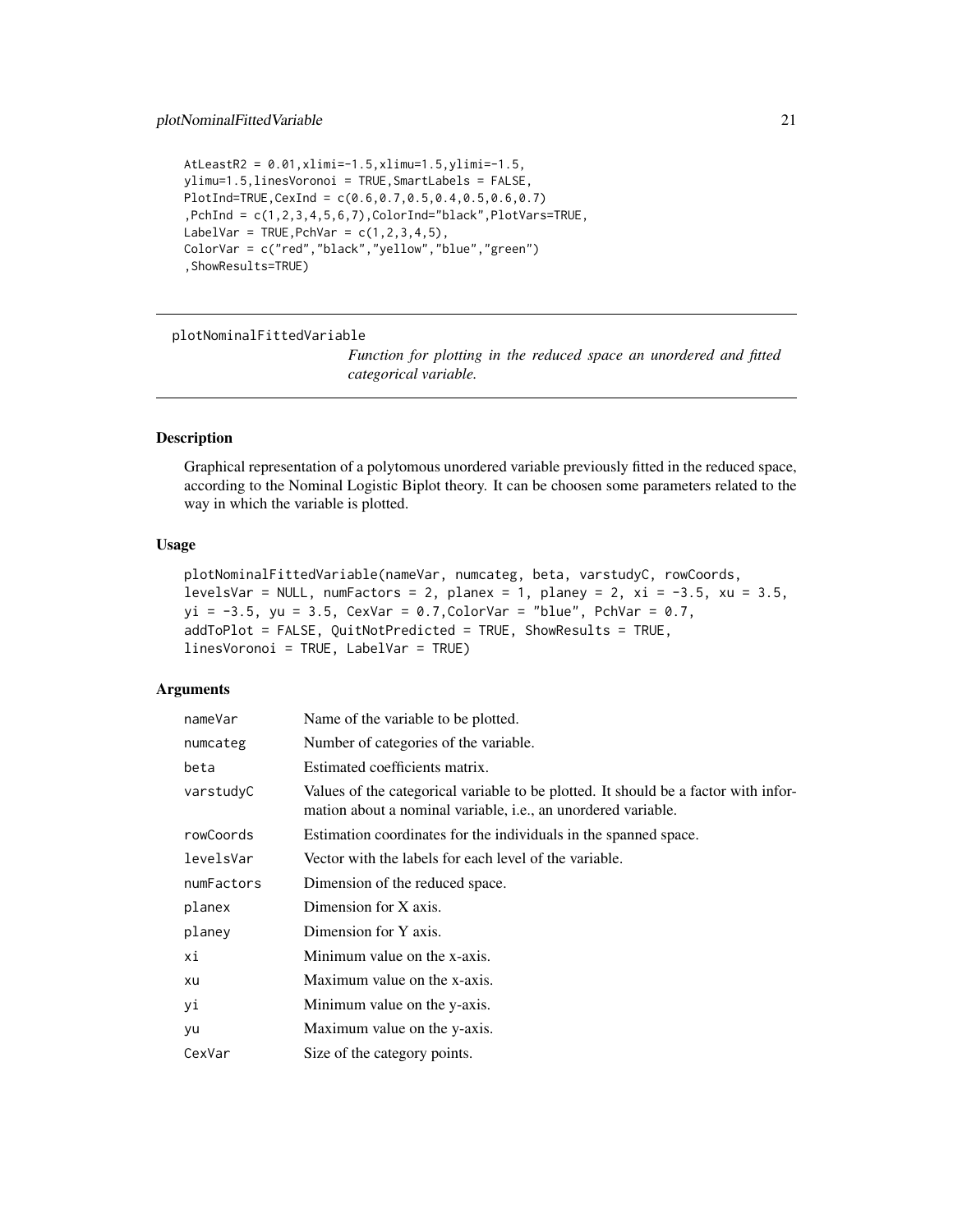```
AtLeastR2 = 0.01,xlimi=-1.5,xlimu=1.5,ylimi=-1.5,
ylimu=1.5,linesVoronoi = TRUE,SmartLabels = FALSE,
PlotInd=TRUE,CexInd = c(0.6,0.7,0.5,0.4,0.5,0.6,0.7)
,PchInd = c(1,2,3,4,5,6,7),ColorInd="black",PlotVars=TRUE,
LabelVar = TRUE,PchVar = c(1,2,3,4,5),
ColorVar = c("red","black","yellow","blue","green")
,ShowResults=TRUE)
```

---

## plotNominalFittedVariable

*Function for plotting in the reduced space an unordered and fitted categorical variable.*

---

### Description

Graphical representation of a polytomous unordered variable previously fitted in the reduced space, according to the Nominal Logistic Biplot theory. It can be choosen some parameters related to the way in which the variable is plotted.

### Usage

```
plotNominalFittedVariable(nameVar, numcateg, beta, varstudyC, rowCoords,
levelsVar = NULL, numFactors = 2, planex = 1, planey = 2, xi = -3.5, xu = 3.5,
yi = -3.5, yu = 3.5, CexVar = 0.7,ColorVar = "blue", PchVar = 0.7,
addToPlot = FALSE, QuitNotPredicted = TRUE, ShowResults = TRUE,
linesVoronoi = TRUE, LabelVar = TRUE)
```

### Arguments

| | |
|---|---|
| nameVar | Name of the variable to be plotted. |
| numcateg | Number of categories of the variable. |
| beta | Estimated coefficients matrix. |
| varstudyC | Values of the categorical variable to be plotted. It should be a factor with information about a nominal variable, i.e., an unordered variable. |
| rowCoords | Estimation coordinates for the individuals in the spanned space. |
| levelsVar | Vector with the labels for each level of the variable. |
| numFactors | Dimension of the reduced space. |
| planex | Dimension for X axis. |
| planey | Dimension for Y axis. |
| xi | Minimum value on the x-axis. |
| xu | Maximum value on the x-axis. |
| yi | Minimum value on the y-axis. |
| yu | Maximum value on the y-axis. |
| CexVar | Size of the category points. |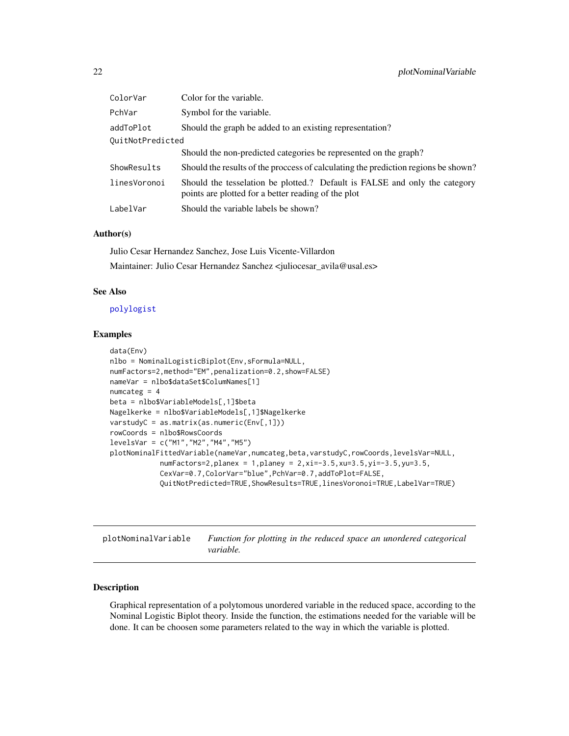| | |
|---|---|
| ColorVar | Color for the variable. |
| PchVar | Symbol for the variable. |
| addToPlot | Should the graph be added to an existing representation? |
| QuitNotPredicted | Should the non-predicted categories be represented on the graph? |
| ShowResults | Should the results of the proccess of calculating the prediction regions be shown? |
| linesVoronoi | Should the tesselation be plotted.? Default is FALSE and only the category points are plotted for a better reading of the plot |
| LabelVar | Should the variable labels be shown? |

### Author(s)

Julio Cesar Hernandez Sanchez, Jose Luis Vicente-Villardon

Maintainer: Julio Cesar Hernandez Sanchez <juliocesar_avila@usal.es>

### See Also

polylogist

### Examples

```
data(Env)
nlbo = NominalLogisticBiplot(Env,sFormula=NULL,
numFactors=2,method="EM",penalization=0.2,show=FALSE)
nameVar = nlbo$dataSet$ColumNames[1]
numcateg = 4
beta = nlbo$VariableModels[,1]$beta
Nagelkerke = nlbo$VariableModels[,1]$Nagelkerke
varstudyC = as.matrix(as.numeric(Env[,1]))
rowCoords = nlbo$RowsCoords
levelsVar = c("M1","M2","M4","M5")
plotNominalFittedVariable(nameVar,numcateg,beta,varstudyC,rowCoords,levelsVar=NULL,
            numFactors=2,planex = 1,planey = 2,xi=-3.5,xu=3.5,yi=-3.5,yu=3.5,
            CexVar=0.7,ColorVar="blue",PchVar=0.7,addToPlot=FALSE,
            QuitNotPredicted=TRUE,ShowResults=TRUE,linesVoronoi=TRUE,LabelVar=TRUE)
```

---

## plotNominalVariable — *Function for plotting in the reduced space an unordered categorical variable.*

### Description

Graphical representation of a polytomous unordered variable in the reduced space, according to the Nominal Logistic Biplot theory. Inside the function, the estimations needed for the variable will be done. It can be choosen some parameters related to the way in which the variable is plotted.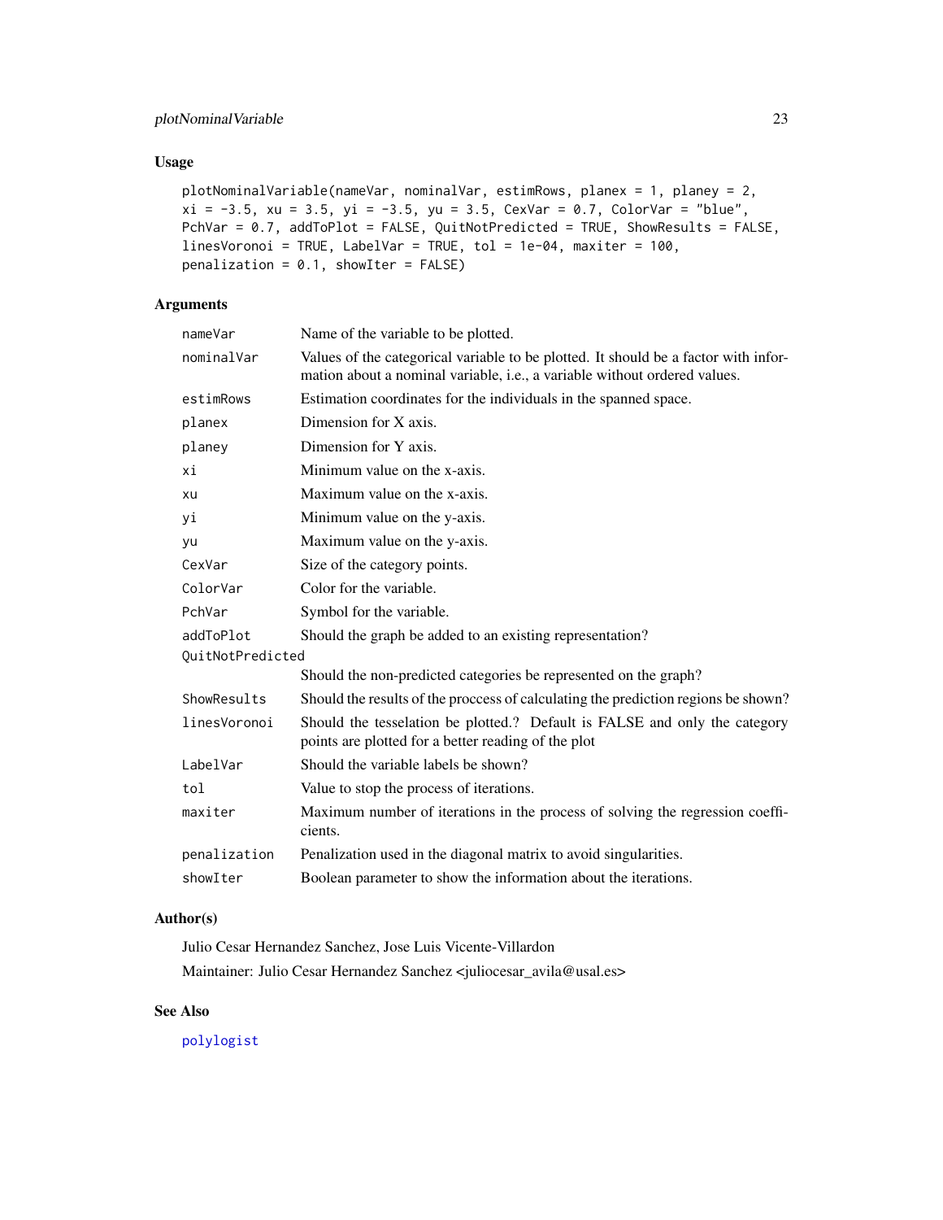## Usage

```
plotNominalVariable(nameVar, nominalVar, estimRows, planex = 1, planey = 2,
xi = -3.5, xu = 3.5, yi = -3.5, yu = 3.5, CexVar = 0.7, ColorVar = "blue",
PchVar = 0.7, addToPlot = FALSE, QuitNotPredicted = TRUE, ShowResults = FALSE,
linesVoronoi = TRUE, LabelVar = TRUE, tol = 1e-04, maxiter = 100,
penalization = 0.1, showIter = FALSE)
```

## Arguments

| Argument | Description |
|---|---|
| nameVar | Name of the variable to be plotted. |
| nominalVar | Values of the categorical variable to be plotted. It should be a factor with information about a nominal variable, i.e., a variable without ordered values. |
| estimRows | Estimation coordinates for the individuals in the spanned space. |
| planex | Dimension for X axis. |
| planey | Dimension for Y axis. |
| xi | Minimum value on the x-axis. |
| xu | Maximum value on the x-axis. |
| yi | Minimum value on the y-axis. |
| yu | Maximum value on the y-axis. |
| CexVar | Size of the category points. |
| ColorVar | Color for the variable. |
| PchVar | Symbol for the variable. |
| addToPlot | Should the graph be added to an existing representation? |
| QuitNotPredicted | Should the non-predicted categories be represented on the graph? |
| ShowResults | Should the results of the proccess of calculating the prediction regions be shown? |
| linesVoronoi | Should the tesselation be plotted.? Default is FALSE and only the category points are plotted for a better reading of the plot |
| LabelVar | Should the variable labels be shown? |
| tol | Value to stop the process of iterations. |
| maxiter | Maximum number of iterations in the process of solving the regression coefficients. |
| penalization | Penalization used in the diagonal matrix to avoid singularities. |
| showIter | Boolean parameter to show the information about the iterations. |

## Author(s)

Julio Cesar Hernandez Sanchez, Jose Luis Vicente-Villardon

Maintainer: Julio Cesar Hernandez Sanchez <juliocesar_avila@usal.es>

## See Also

polylogist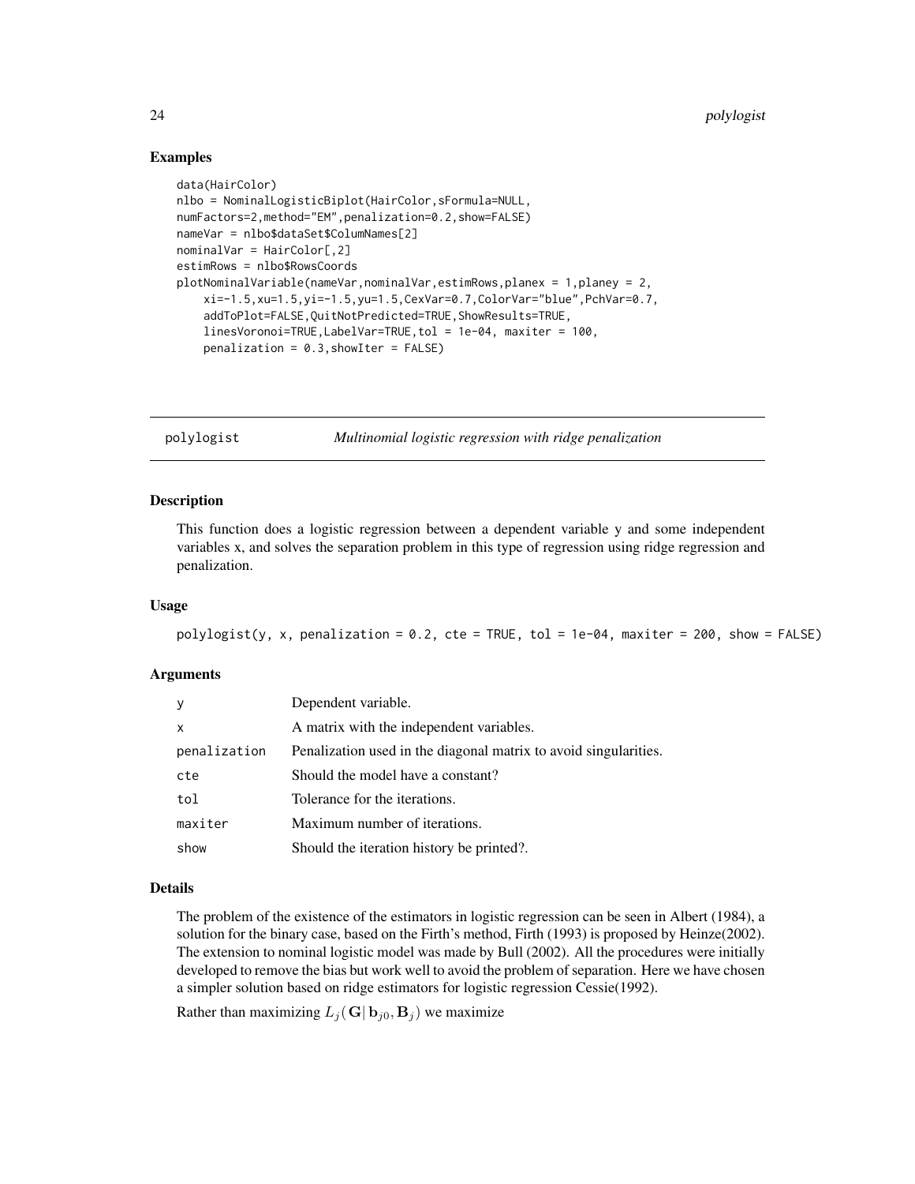## Examples

```
data(HairColor)
nlbo = NominalLogisticBiplot(HairColor,sFormula=NULL,
numFactors=2,method="EM",penalization=0.2,show=FALSE)
nameVar = nlbo$dataSet$ColumNames[2]
nominalVar = HairColor[,2]
estimRows = nlbo$RowsCoords
plotNominalVariable(nameVar,nominalVar,estimRows,planex = 1,planey = 2,
    xi=-1.5,xu=1.5,yi=-1.5,yu=1.5,CexVar=0.7,ColorVar="blue",PchVar=0.7,
    addToPlot=FALSE,QuitNotPredicted=TRUE,ShowResults=TRUE,
    linesVoronoi=TRUE,LabelVar=TRUE,tol = 1e-04, maxiter = 100,
    penalization = 0.3,showIter = FALSE)
```

---

# polylogist — *Multinomial logistic regression with ridge penalization*

## Description

This function does a logistic regression between a dependent variable y and some independent variables x, and solves the separation problem in this type of regression using ridge regression and penalization.

## Usage

```
polylogist(y, x, penalization = 0.2, cte = TRUE, tol = 1e-04, maxiter = 200, show = FALSE)
```

## Arguments

| | |
|---|---|
| y | Dependent variable. |
| x | A matrix with the independent variables. |
| penalization | Penalization used in the diagonal matrix to avoid singularities. |
| cte | Should the model have a constant? |
| tol | Tolerance for the iterations. |
| maxiter | Maximum number of iterations. |
| show | Should the iteration history be printed?. |

## Details

The problem of the existence of the estimators in logistic regression can be seen in Albert (1984), a solution for the binary case, based on the Firth's method, Firth (1993) is proposed by Heinze(2002). The extension to nominal logistic model was made by Bull (2002). All the procedures were initially developed to remove the bias but work well to avoid the problem of separation. Here we have chosen a simpler solution based on ridge estimators for logistic regression Cessie(1992).

Rather than maximizing $L_j(\mathbf{G}|\,\mathbf{b}_{j0},\mathbf{B}_j)$ we maximize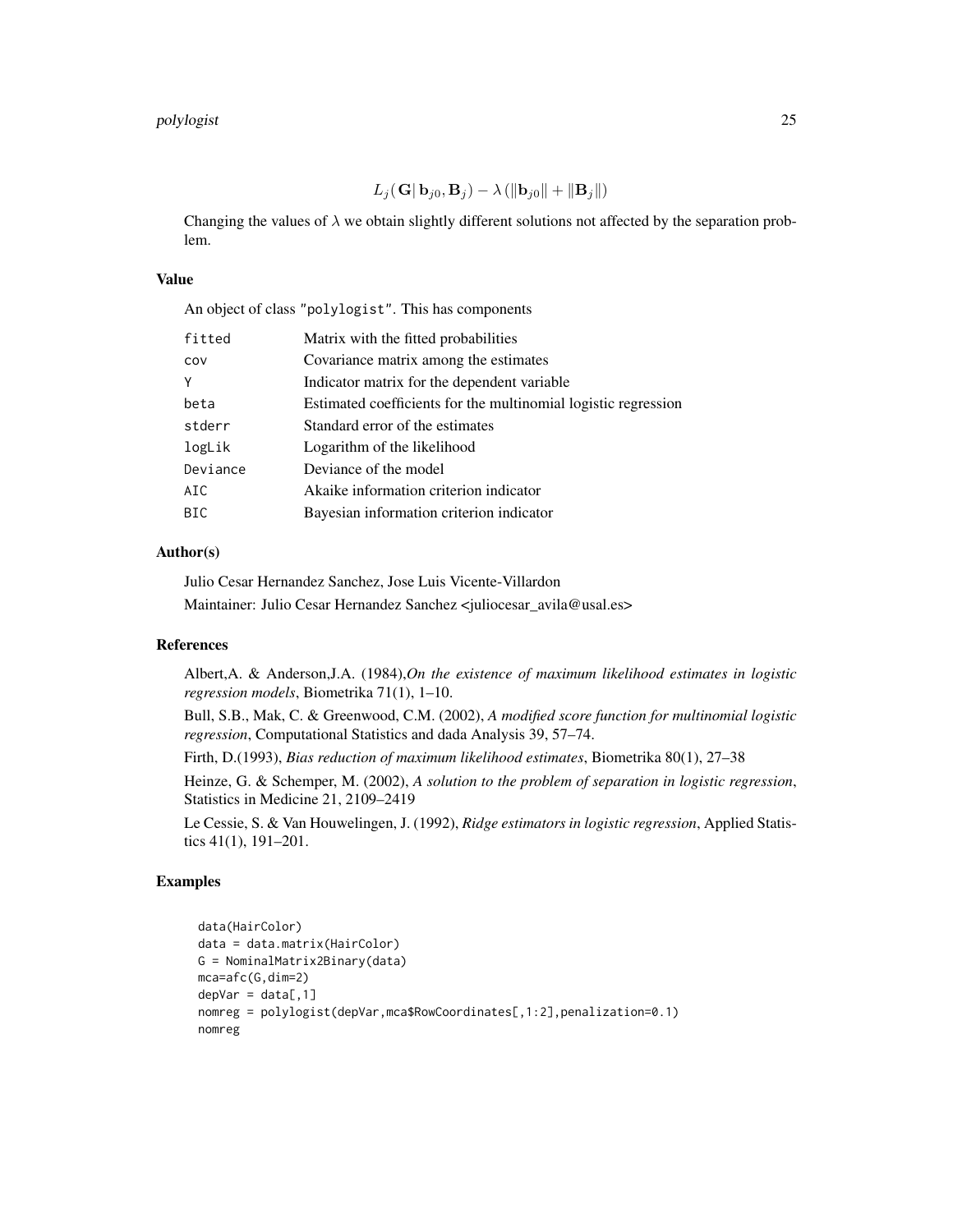$$L_j(\mathbf{G}|\, \mathbf{b}_{j0}, \mathbf{B}_j) - \lambda\,(\|\mathbf{b}_{j0}\| + \|\mathbf{B}_j\|)$$

Changing the values of $\lambda$ we obtain slightly different solutions not affected by the separation problem.

### Value

An object of class "polylogist". This has components

| | |
|---|---|
| fitted | Matrix with the fitted probabilities |
| cov | Covariance matrix among the estimates |
| Y | Indicator matrix for the dependent variable |
| beta | Estimated coefficients for the multinomial logistic regression |
| stderr | Standard error of the estimates |
| logLik | Logarithm of the likelihood |
| Deviance | Deviance of the model |
| AIC | Akaike information criterion indicator |
| BIC | Bayesian information criterion indicator |

### Author(s)

Julio Cesar Hernandez Sanchez, Jose Luis Vicente-Villardon

Maintainer: Julio Cesar Hernandez Sanchez <juliocesar_avila@usal.es>

### References

Albert,A. & Anderson,J.A. (1984),*On the existence of maximum likelihood estimates in logistic regression models*, Biometrika 71(1), 1–10.

Bull, S.B., Mak, C. & Greenwood, C.M. (2002), *A modified score function for multinomial logistic regression*, Computational Statistics and dada Analysis 39, 57–74.

Firth, D.(1993), *Bias reduction of maximum likelihood estimates*, Biometrika 80(1), 27–38

Heinze, G. & Schemper, M. (2002), *A solution to the problem of separation in logistic regression*, Statistics in Medicine 21, 2109–2419

Le Cessie, S. & Van Houwelingen, J. (1992), *Ridge estimators in logistic regression*, Applied Statistics 41(1), 191–201.

### Examples

```
data(HairColor)
data = data.matrix(HairColor)
G = NominalMatrix2Binary(data)
mca=afc(G,dim=2)
depVar = data[,1]
nomreg = polylogist(depVar,mca$RowCoordinates[,1:2],penalization=0.1)
nomreg
```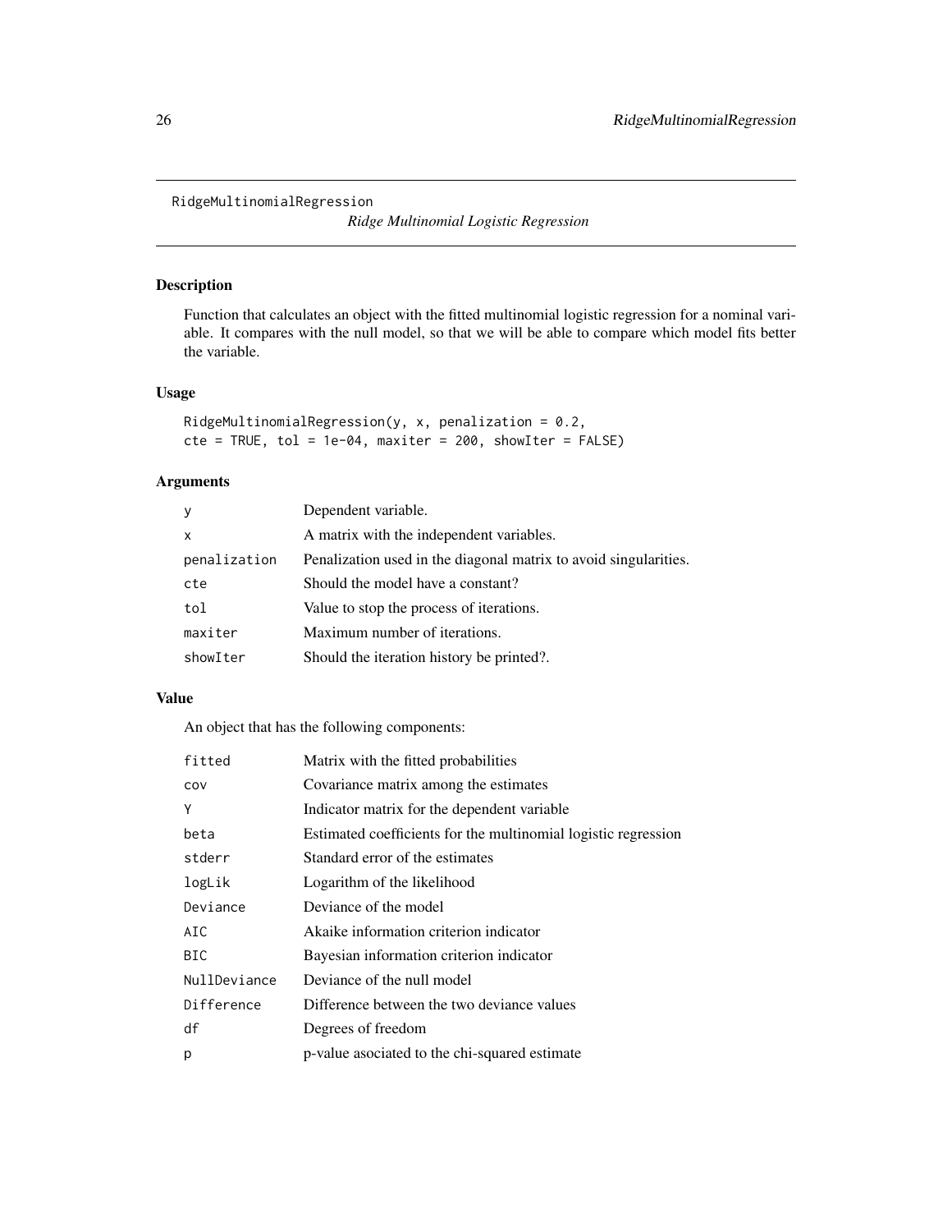RidgeMultinomialRegression

*Ridge Multinomial Logistic Regression*

## Description

Function that calculates an object with the fitted multinomial logistic regression for a nominal variable. It compares with the null model, so that we will be able to compare which model fits better the variable.

## Usage

```
RidgeMultinomialRegression(y, x, penalization = 0.2,
cte = TRUE, tol = 1e-04, maxiter = 200, showIter = FALSE)
```

## Arguments

| | |
|---|---|
| y | Dependent variable. |
| x | A matrix with the independent variables. |
| penalization | Penalization used in the diagonal matrix to avoid singularities. |
| cte | Should the model have a constant? |
| tol | Value to stop the process of iterations. |
| maxiter | Maximum number of iterations. |
| showIter | Should the iteration history be printed?. |

## Value

An object that has the following components:

| | |
|---|---|
| fitted | Matrix with the fitted probabilities |
| cov | Covariance matrix among the estimates |
| Y | Indicator matrix for the dependent variable |
| beta | Estimated coefficients for the multinomial logistic regression |
| stderr | Standard error of the estimates |
| logLik | Logarithm of the likelihood |
| Deviance | Deviance of the model |
| AIC | Akaike information criterion indicator |
| BIC | Bayesian information criterion indicator |
| NullDeviance | Deviance of the null model |
| Difference | Difference between the two deviance values |
| df | Degrees of freedom |
| p | p-value asociated to the chi-squared estimate |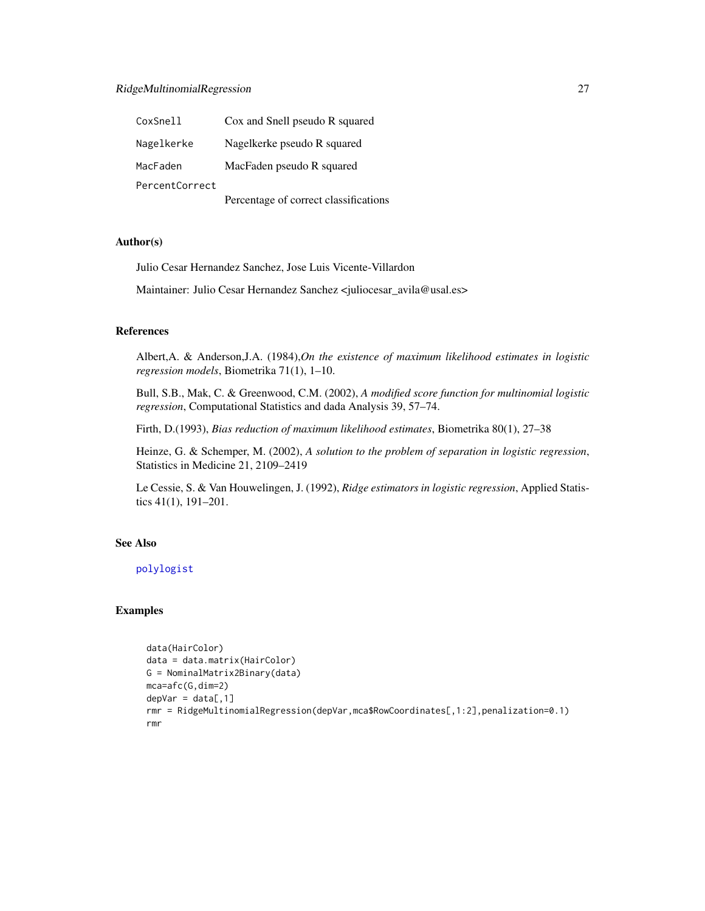| | |
|---|---|
| `CoxSnell` | Cox and Snell pseudo R squared |
| `Nagelkerke` | Nagelkerke pseudo R squared |
| `MacFaden` | MacFaden pseudo R squared |
| `PercentCorrect` | Percentage of correct classifications |

## Author(s)

Julio Cesar Hernandez Sanchez, Jose Luis Vicente-Villardon

Maintainer: Julio Cesar Hernandez Sanchez <juliocesar_avila@usal.es>

## References

Albert,A. & Anderson,J.A. (1984),*On the existence of maximum likelihood estimates in logistic regression models*, Biometrika 71(1), 1–10.

Bull, S.B., Mak, C. & Greenwood, C.M. (2002), *A modified score function for multinomial logistic regression*, Computational Statistics and dada Analysis 39, 57–74.

Firth, D.(1993), *Bias reduction of maximum likelihood estimates*, Biometrika 80(1), 27–38

Heinze, G. & Schemper, M. (2002), *A solution to the problem of separation in logistic regression*, Statistics in Medicine 21, 2109–2419

Le Cessie, S. & Van Houwelingen, J. (1992), *Ridge estimators in logistic regression*, Applied Statistics 41(1), 191–201.

## See Also

polylogist

## Examples

```
data(HairColor)
data = data.matrix(HairColor)
G = NominalMatrix2Binary(data)
mca=afc(G,dim=2)
depVar = data[,1]
rmr = RidgeMultinomialRegression(depVar,mca$RowCoordinates[,1:2],penalization=0.1)
rmr
```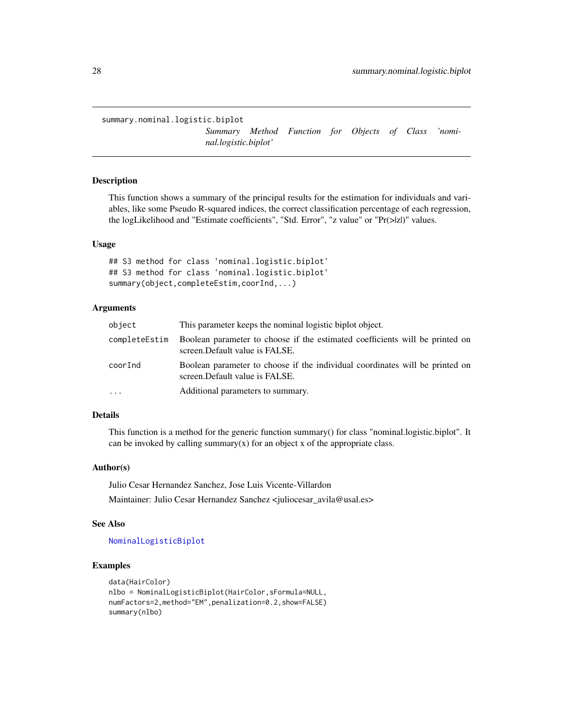summary.nominal.logistic.biplot

*Summary Method Function for Objects of Class 'nominal.logistic.biplot'*

## Description

This function shows a summary of the principal results for the estimation for individuals and variables, like some Pseudo R-squared indices, the correct classification percentage of each regression, the logLikelihood and "Estimate coefficients", "Std. Error", "z value" or "Pr(>|z|)" values.

## Usage

```
## S3 method for class 'nominal.logistic.biplot'
## S3 method for class 'nominal.logistic.biplot'
summary(object,completeEstim,coorInd,...)
```

## Arguments

| | |
|---|---|
| `object` | This parameter keeps the nominal logistic biplot object. |
| `completeEstim` | Boolean parameter to choose if the estimated coefficients will be printed on screen.Default value is FALSE. |
| `coorInd` | Boolean parameter to choose if the individual coordinates will be printed on screen.Default value is FALSE. |
| `...` | Additional parameters to summary. |

## Details

This function is a method for the generic function summary() for class "nominal.logistic.biplot". It can be invoked by calling summary(x) for an object x of the appropriate class.

## Author(s)

Julio Cesar Hernandez Sanchez, Jose Luis Vicente-Villardon

Maintainer: Julio Cesar Hernandez Sanchez <juliocesar_avila@usal.es>

## See Also

`NominalLogisticBiplot`

## Examples

```
data(HairColor)
nlbo = NominalLogisticBiplot(HairColor,sFormula=NULL,
numFactors=2,method="EM",penalization=0.2,show=FALSE)
summary(nlbo)
```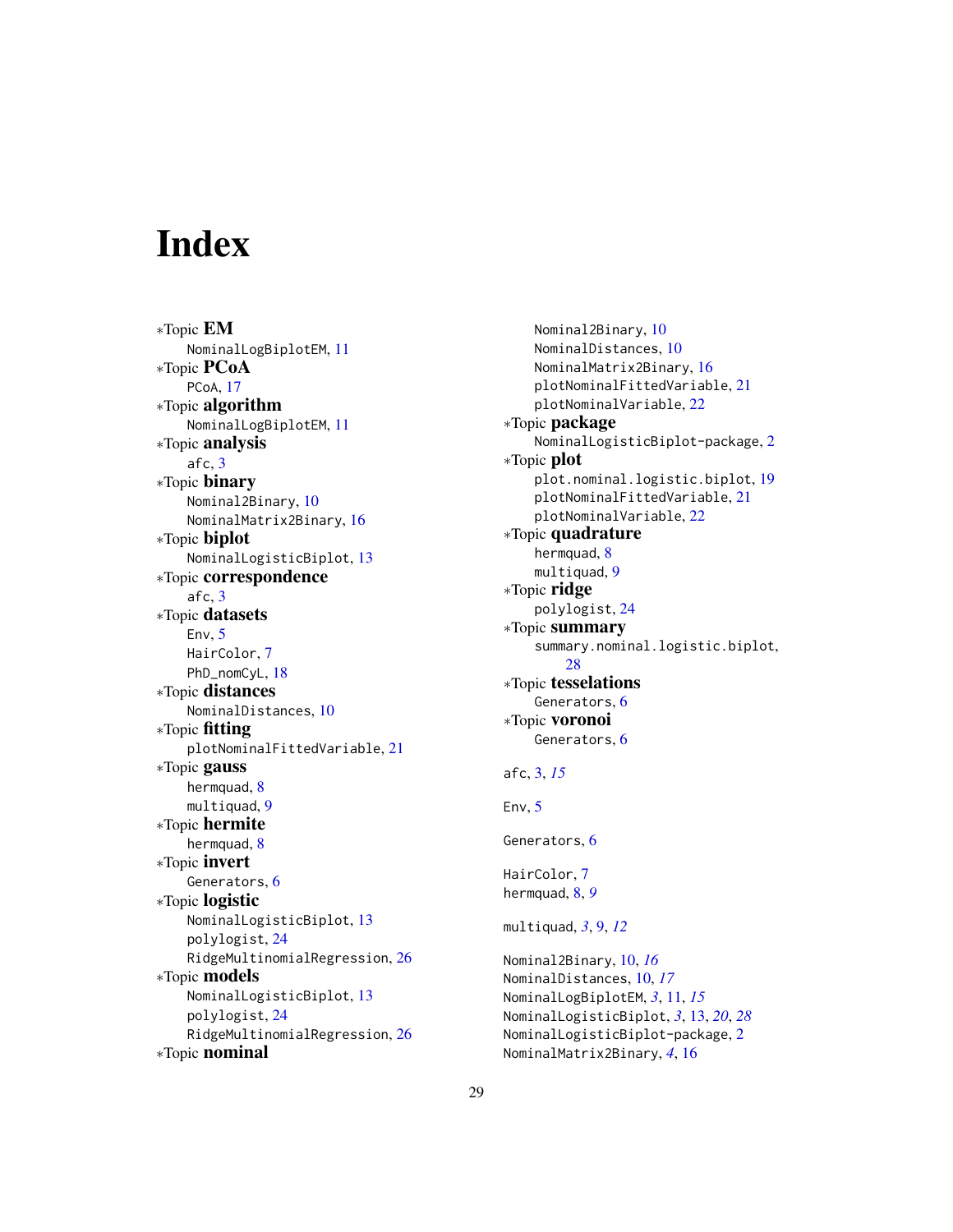# Index

∗Topic **EM**
NominalLogBiplotEM, 11

∗Topic **PCoA**
PCoA, 17

∗Topic **algorithm**
NominalLogBiplotEM, 11

∗Topic **analysis**
afc, 3

∗Topic **binary**
Nominal2Binary, 10
NominalMatrix2Binary, 16

∗Topic **biplot**
NominalLogisticBiplot, 13

∗Topic **correspondence**
afc, 3

∗Topic **datasets**
Env, 5
HairColor, 7
PhD_nomCyL, 18

∗Topic **distances**
NominalDistances, 10

∗Topic **fitting**
plotNominalFittedVariable, 21

∗Topic **gauss**
hermquad, 8
multiquad, 9

∗Topic **hermite**
hermquad, 8

∗Topic **invert**
Generators, 6

∗Topic **logistic**
NominalLogisticBiplot, 13
polylogist, 24
RidgeMultinomialRegression, 26

∗Topic **models**
NominalLogisticBiplot, 13
polylogist, 24
RidgeMultinomialRegression, 26

∗Topic **nominal**
Nominal2Binary, 10
NominalDistances, 10
NominalMatrix2Binary, 16
plotNominalFittedVariable, 21
plotNominalVariable, 22

∗Topic **package**
NominalLogisticBiplot-package, 2

∗Topic **plot**
plot.nominal.logistic.biplot, 19
plotNominalFittedVariable, 21
plotNominalVariable, 22

∗Topic **quadrature**
hermquad, 8
multiquad, 9

∗Topic **ridge**
polylogist, 24

∗Topic **summary**
summary.nominal.logistic.biplot, 28

∗Topic **tesselations**
Generators, 6

∗Topic **voronoi**
Generators, 6

afc, 3, *15*

Env, 5

Generators, 6

HairColor, 7
hermquad, 8, *9*

multiquad, *3*, 9, *12*

Nominal2Binary, 10, *16*
NominalDistances, 10, *17*
NominalLogBiplotEM, *3*, 11, *15*
NominalLogisticBiplot, *3*, 13, *20*, *28*
NominalLogisticBiplot-package, 2
NominalMatrix2Binary, *4*, 16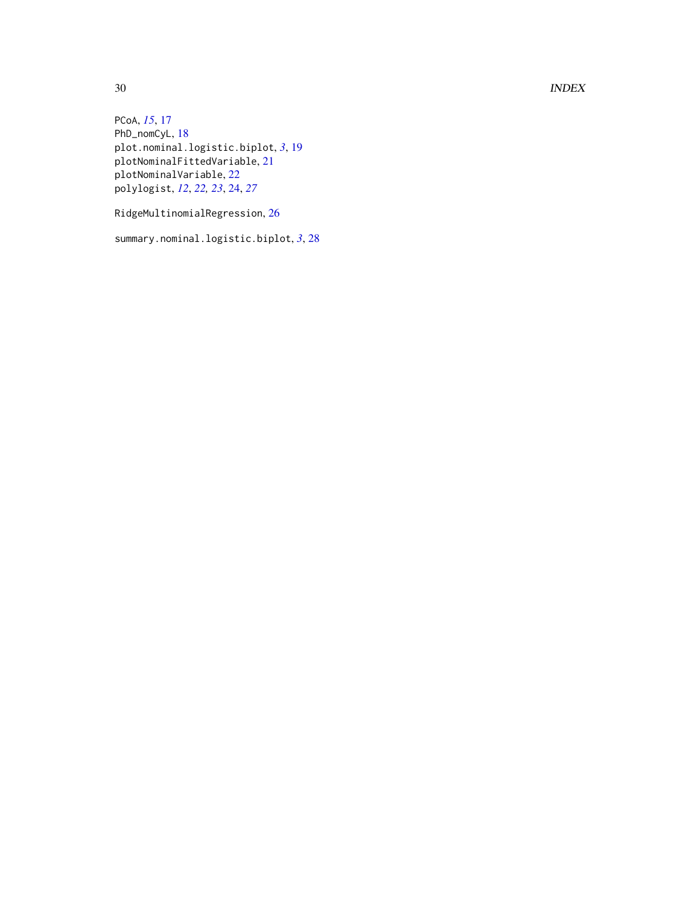PCoA, *15*, 17
PhD_nomCyL, 18
plot.nominal.logistic.biplot, *3*, 19
plotNominalFittedVariable, 21
plotNominalVariable, 22
polylogist, *12*, *22, 23*, 24, *27*

RidgeMultinomialRegression, 26

summary.nominal.logistic.biplot, *3*, 28